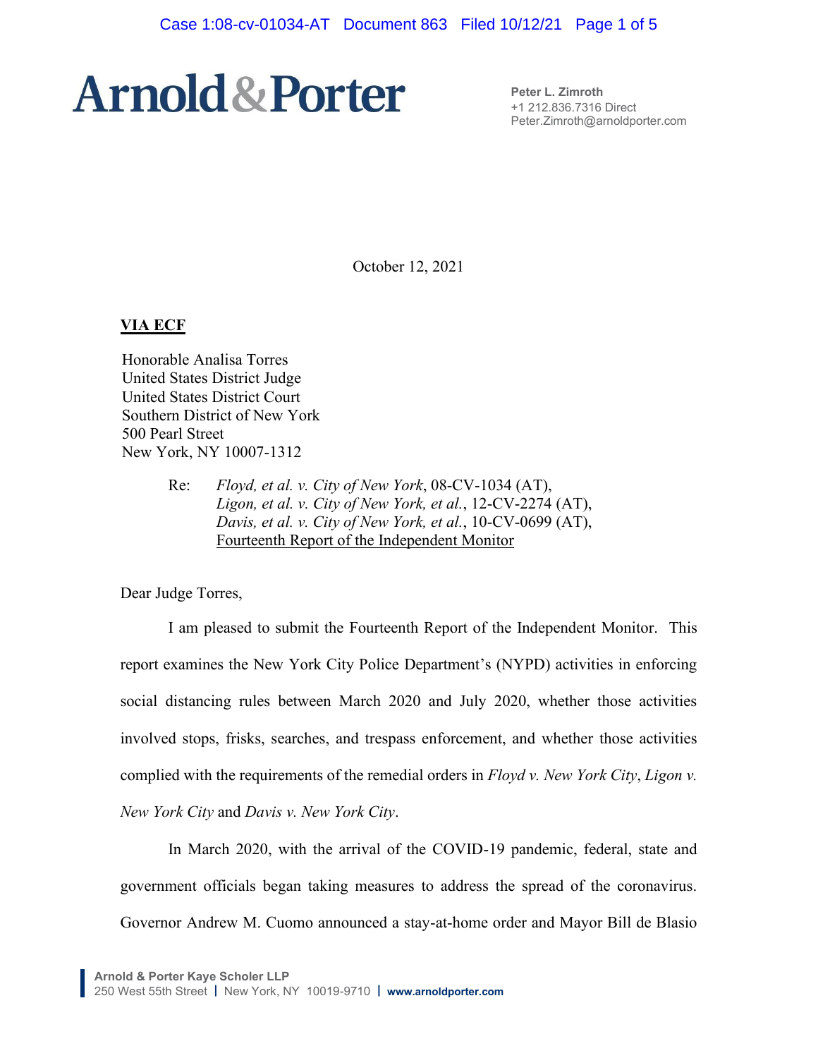# Arnold & Porter

**Peter L. Zimroth**
+1 212.836.7316 Direct
Peter.Zimroth@arnoldporter.com

October 12, 2021

**VIA ECF**

Honorable Analisa Torres
United States District Judge
United States District Court
Southern District of New York
500 Pearl Street
New York, NY 10007-1312

Re: *Floyd, et al. v. City of New York*, 08-CV-1034 (AT),
*Ligon, et al. v. City of New York, et al.*, 12-CV-2274 (AT),
*Davis, et al. v. City of New York, et al.*, 10-CV-0699 (AT),
Fourteenth Report of the Independent Monitor

Dear Judge Torres,

I am pleased to submit the Fourteenth Report of the Independent Monitor. This report examines the New York City Police Department's (NYPD) activities in enforcing social distancing rules between March 2020 and July 2020, whether those activities involved stops, frisks, searches, and trespass enforcement, and whether those activities complied with the requirements of the remedial orders in *Floyd v. New York City*, *Ligon v. New York City* and *Davis v. New York City*.

In March 2020, with the arrival of the COVID-19 pandemic, federal, state and government officials began taking measures to address the spread of the coronavirus. Governor Andrew M. Cuomo announced a stay-at-home order and Mayor Bill de Blasio

Arnold & Porter Kaye Scholer LLP
250 West 55th Street | New York, NY 10019-9710 | www.arnoldporter.com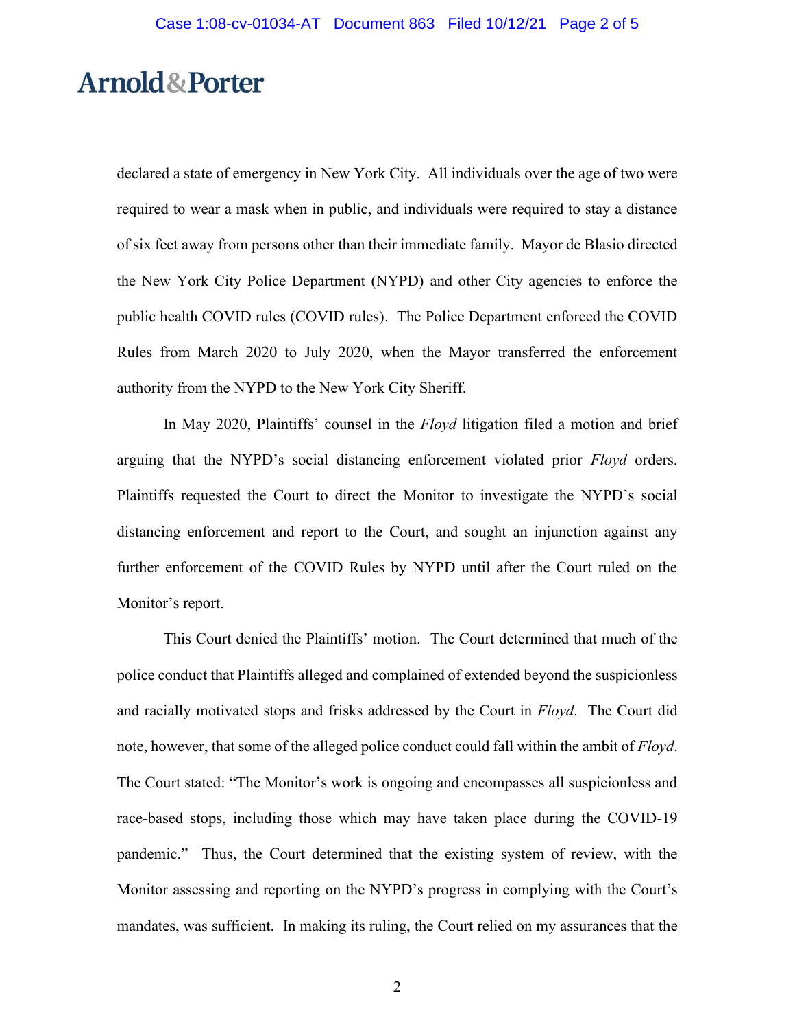declared a state of emergency in New York City. All individuals over the age of two were required to wear a mask when in public, and individuals were required to stay a distance of six feet away from persons other than their immediate family. Mayor de Blasio directed the New York City Police Department (NYPD) and other City agencies to enforce the public health COVID rules (COVID rules). The Police Department enforced the COVID Rules from March 2020 to July 2020, when the Mayor transferred the enforcement authority from the NYPD to the New York City Sheriff.

In May 2020, Plaintiffs' counsel in the *Floyd* litigation filed a motion and brief arguing that the NYPD's social distancing enforcement violated prior *Floyd* orders. Plaintiffs requested the Court to direct the Monitor to investigate the NYPD's social distancing enforcement and report to the Court, and sought an injunction against any further enforcement of the COVID Rules by NYPD until after the Court ruled on the Monitor's report.

This Court denied the Plaintiffs' motion. The Court determined that much of the police conduct that Plaintiffs alleged and complained of extended beyond the suspicionless and racially motivated stops and frisks addressed by the Court in *Floyd*. The Court did note, however, that some of the alleged police conduct could fall within the ambit of *Floyd*. The Court stated: "The Monitor's work is ongoing and encompasses all suspicionless and race-based stops, including those which may have taken place during the COVID-19 pandemic." Thus, the Court determined that the existing system of review, with the Monitor assessing and reporting on the NYPD's progress in complying with the Court's mandates, was sufficient. In making its ruling, the Court relied on my assurances that the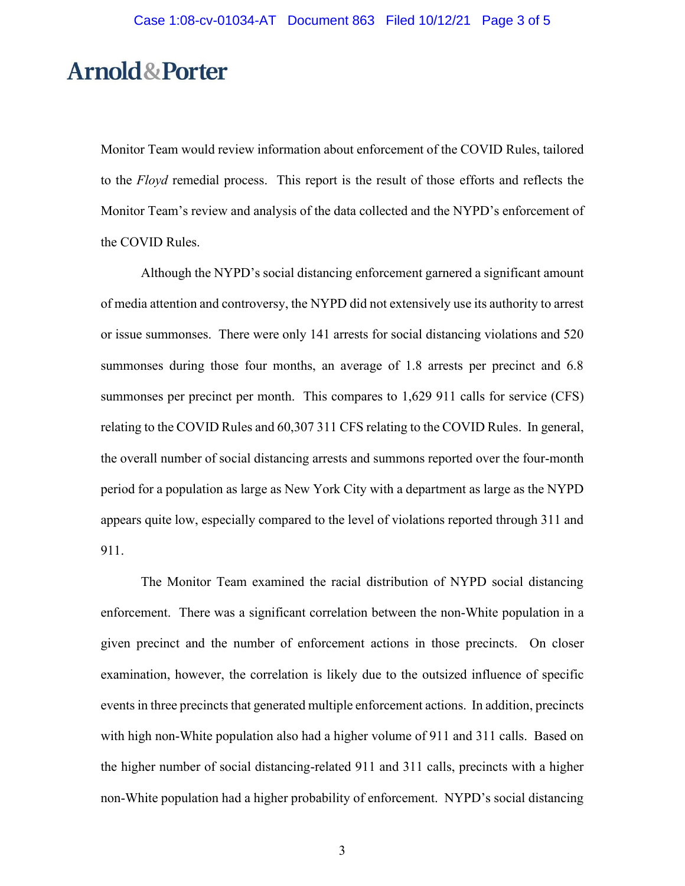Monitor Team would review information about enforcement of the COVID Rules, tailored to the *Floyd* remedial process. This report is the result of those efforts and reflects the Monitor Team's review and analysis of the data collected and the NYPD's enforcement of the COVID Rules.

Although the NYPD's social distancing enforcement garnered a significant amount of media attention and controversy, the NYPD did not extensively use its authority to arrest or issue summonses. There were only 141 arrests for social distancing violations and 520 summonses during those four months, an average of 1.8 arrests per precinct and 6.8 summonses per precinct per month. This compares to 1,629 911 calls for service (CFS) relating to the COVID Rules and 60,307 311 CFS relating to the COVID Rules. In general, the overall number of social distancing arrests and summons reported over the four-month period for a population as large as New York City with a department as large as the NYPD appears quite low, especially compared to the level of violations reported through 311 and 911.

The Monitor Team examined the racial distribution of NYPD social distancing enforcement. There was a significant correlation between the non-White population in a given precinct and the number of enforcement actions in those precincts. On closer examination, however, the correlation is likely due to the outsized influence of specific events in three precincts that generated multiple enforcement actions. In addition, precincts with high non-White population also had a higher volume of 911 and 311 calls. Based on the higher number of social distancing-related 911 and 311 calls, precincts with a higher non-White population had a higher probability of enforcement. NYPD's social distancing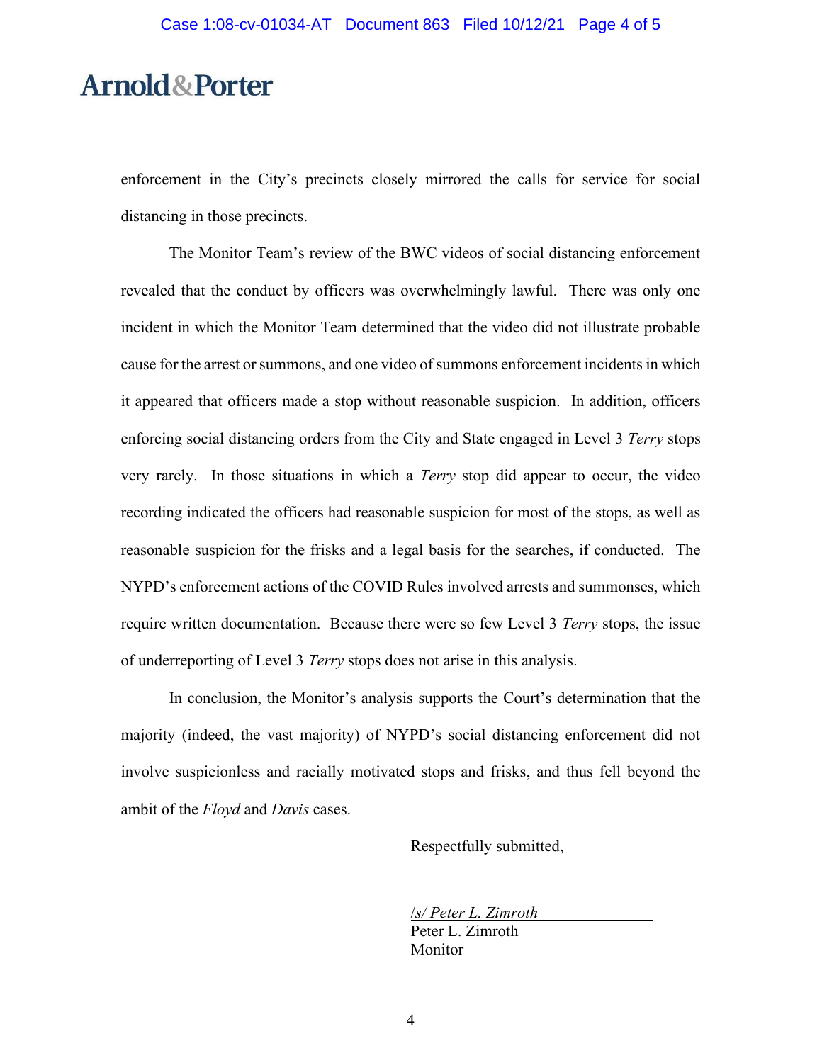enforcement in the City's precincts closely mirrored the calls for service for social distancing in those precincts.

The Monitor Team's review of the BWC videos of social distancing enforcement revealed that the conduct by officers was overwhelmingly lawful. There was only one incident in which the Monitor Team determined that the video did not illustrate probable cause for the arrest or summons, and one video of summons enforcement incidents in which it appeared that officers made a stop without reasonable suspicion. In addition, officers enforcing social distancing orders from the City and State engaged in Level 3 *Terry* stops very rarely. In those situations in which a *Terry* stop did appear to occur, the video recording indicated the officers had reasonable suspicion for most of the stops, as well as reasonable suspicion for the frisks and a legal basis for the searches, if conducted. The NYPD's enforcement actions of the COVID Rules involved arrests and summonses, which require written documentation. Because there were so few Level 3 *Terry* stops, the issue of underreporting of Level 3 *Terry* stops does not arise in this analysis.

In conclusion, the Monitor's analysis supports the Court's determination that the majority (indeed, the vast majority) of NYPD's social distancing enforcement did not involve suspicionless and racially motivated stops and frisks, and thus fell beyond the ambit of the *Floyd* and *Davis* cases.

Respectfully submitted,

*/s/ Peter L. Zimroth*
Peter L. Zimroth
Monitor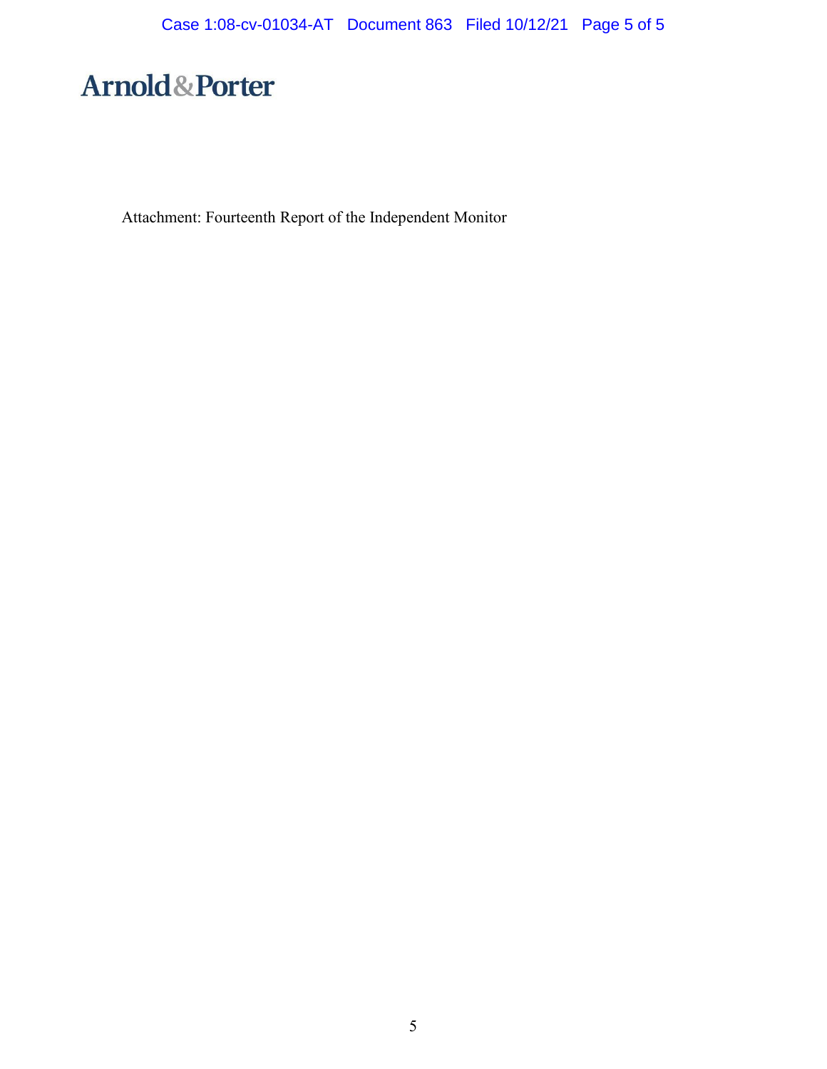Arnold&Porter

Attachment: Fourteenth Report of the Independent Monitor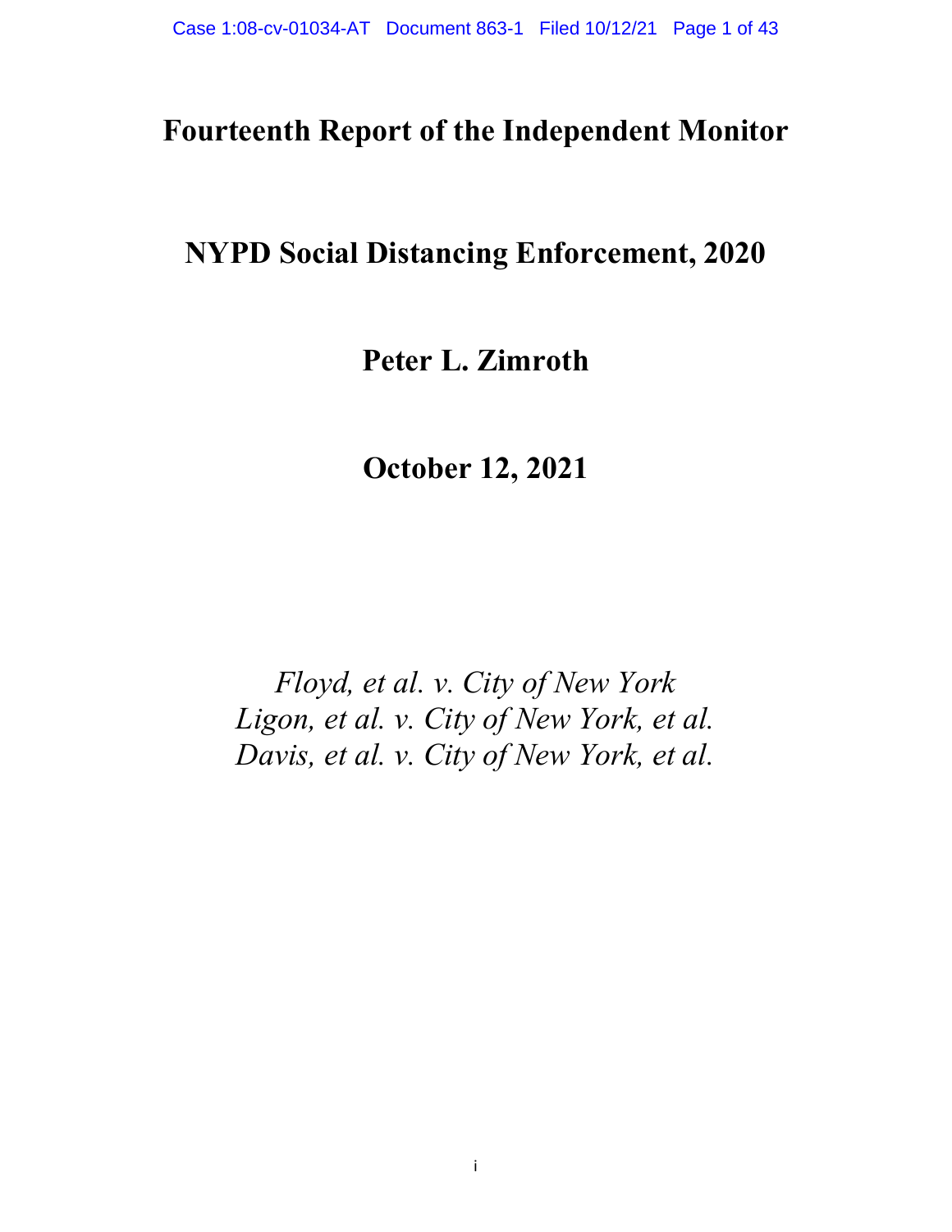# Fourteenth Report of the Independent Monitor

# NYPD Social Distancing Enforcement, 2020

# Peter L. Zimroth

# October 12, 2021

*Floyd, et al. v. City of New York*
*Ligon, et al. v. City of New York, et al.*
*Davis, et al. v. City of New York, et al.*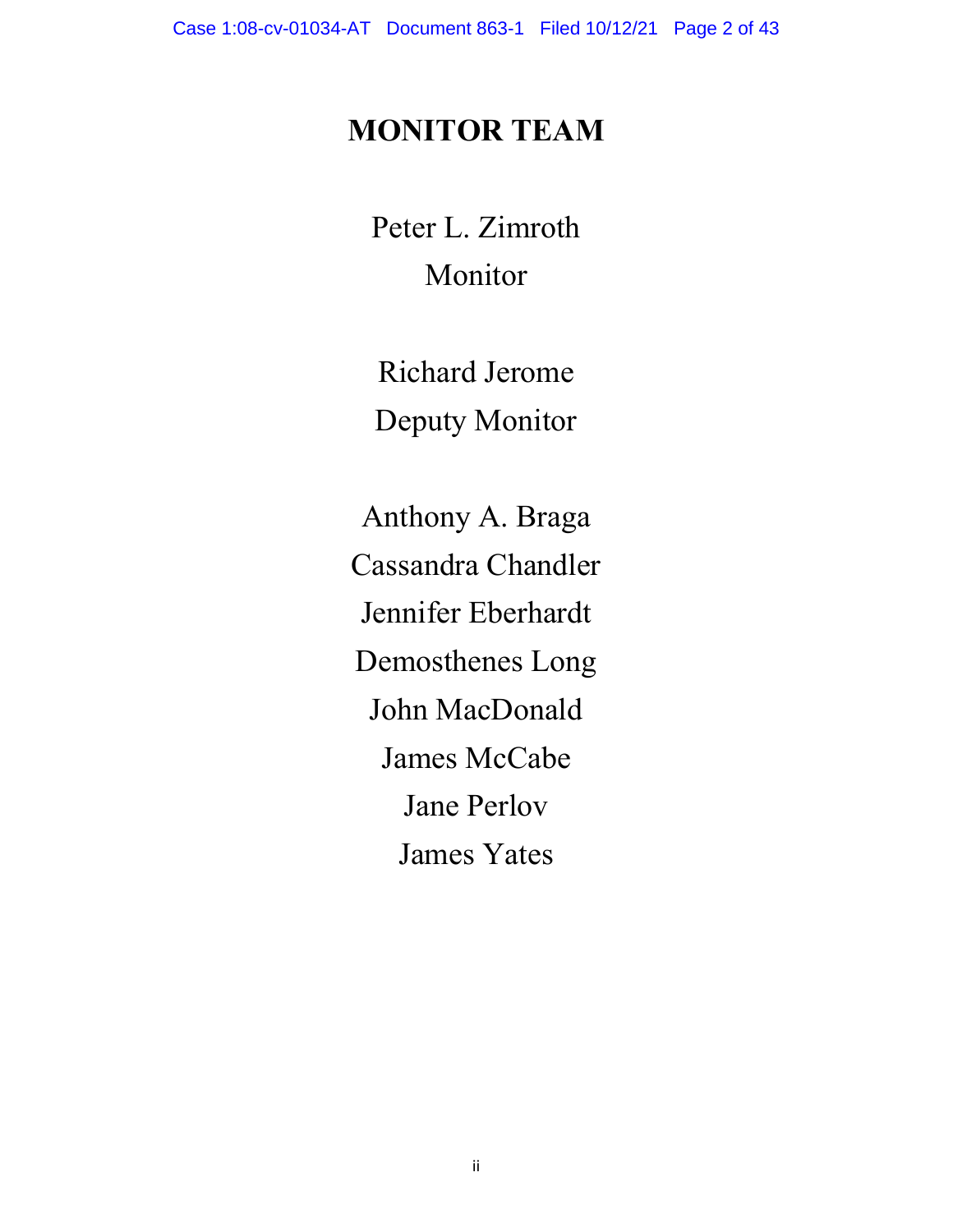# MONITOR TEAM

Peter L. Zimroth
Monitor

Richard Jerome
Deputy Monitor

Anthony A. Braga
Cassandra Chandler
Jennifer Eberhardt
Demosthenes Long
John MacDonald
James McCabe
Jane Perlov
James Yates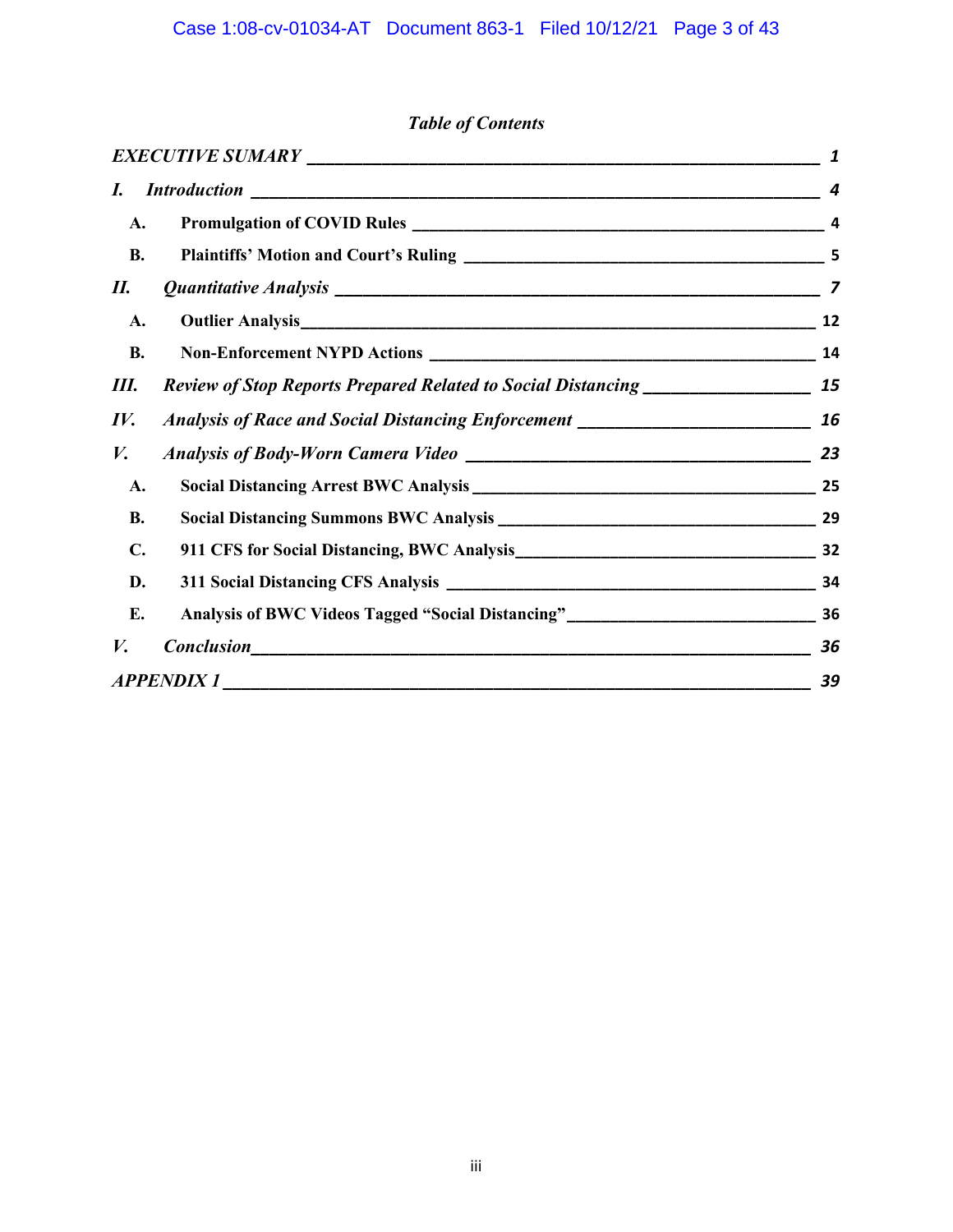*Table of Contents*

*EXECUTIVE SUMARY* ___ *1*

*I. Introduction* ___ *4*

- **A. Promulgation of COVID Rules** ___ 4
- **B. Plaintiffs' Motion and Court's Ruling** ___ 5

*II. Quantitative Analysis* ___ *7*

- **A. Outlier Analysis** ___ 12
- **B. Non-Enforcement NYPD Actions** ___ 14

*III. Review of Stop Reports Prepared Related to Social Distancing* ___ *15*

*IV. Analysis of Race and Social Distancing Enforcement* ___ *16*

*V. Analysis of Body-Worn Camera Video* ___ *23*

- **A. Social Distancing Arrest BWC Analysis** ___ 25
- **B. Social Distancing Summons BWC Analysis** ___ 29
- **C. 911 CFS for Social Distancing, BWC Analysis** ___ 32
- **D. 311 Social Distancing CFS Analysis** ___ 34
- **E. Analysis of BWC Videos Tagged "Social Distancing"** ___ 36

*V. Conclusion* ___ *36*

*APPENDIX 1* ___ *39*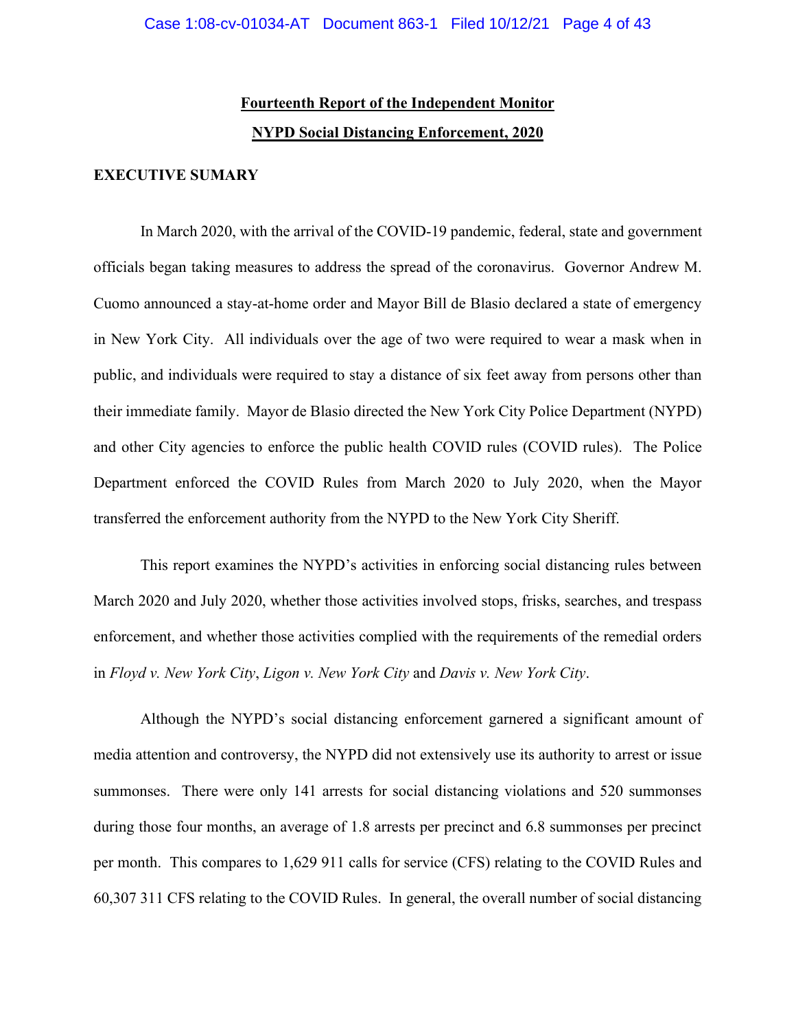# Fourteenth Report of the Independent Monitor

## NYPD Social Distancing Enforcement, 2020

### EXECUTIVE SUMARY

In March 2020, with the arrival of the COVID-19 pandemic, federal, state and government officials began taking measures to address the spread of the coronavirus. Governor Andrew M. Cuomo announced a stay-at-home order and Mayor Bill de Blasio declared a state of emergency in New York City. All individuals over the age of two were required to wear a mask when in public, and individuals were required to stay a distance of six feet away from persons other than their immediate family. Mayor de Blasio directed the New York City Police Department (NYPD) and other City agencies to enforce the public health COVID rules (COVID rules). The Police Department enforced the COVID Rules from March 2020 to July 2020, when the Mayor transferred the enforcement authority from the NYPD to the New York City Sheriff.

This report examines the NYPD's activities in enforcing social distancing rules between March 2020 and July 2020, whether those activities involved stops, frisks, searches, and trespass enforcement, and whether those activities complied with the requirements of the remedial orders in *Floyd v. New York City*, *Ligon v. New York City* and *Davis v. New York City*.

Although the NYPD's social distancing enforcement garnered a significant amount of media attention and controversy, the NYPD did not extensively use its authority to arrest or issue summonses. There were only 141 arrests for social distancing violations and 520 summonses during those four months, an average of 1.8 arrests per precinct and 6.8 summonses per precinct per month. This compares to 1,629 911 calls for service (CFS) relating to the COVID Rules and 60,307 311 CFS relating to the COVID Rules. In general, the overall number of social distancing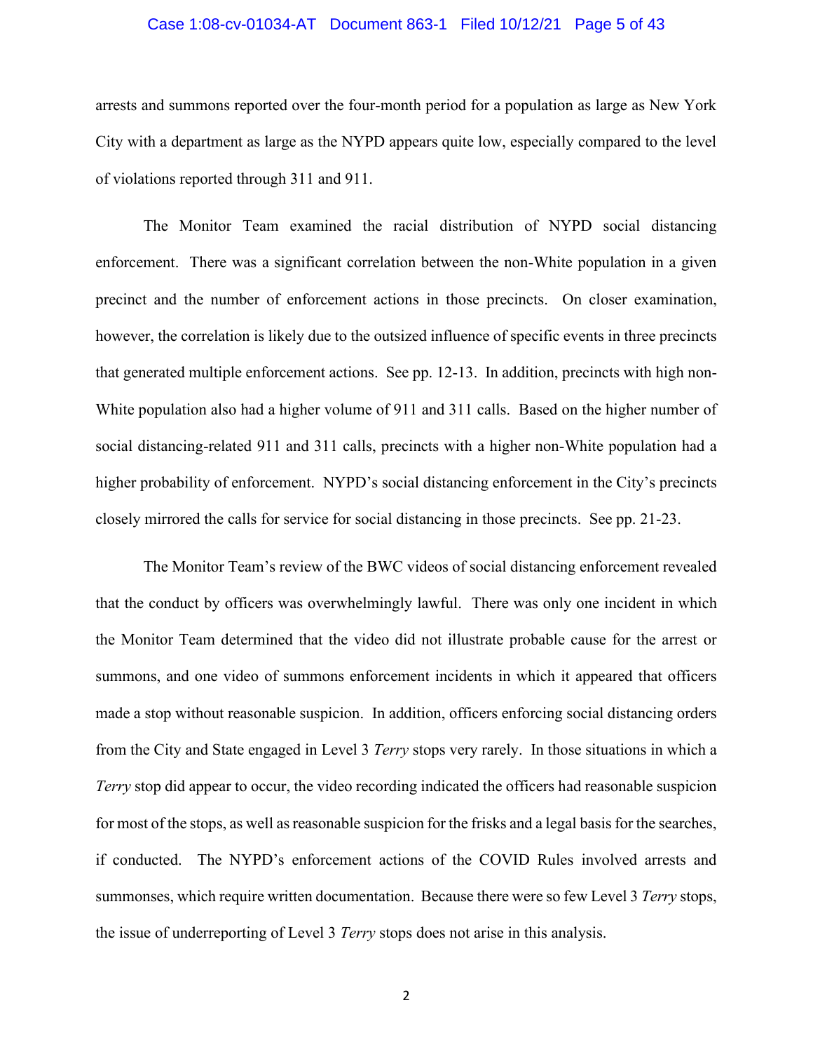arrests and summons reported over the four-month period for a population as large as New York City with a department as large as the NYPD appears quite low, especially compared to the level of violations reported through 311 and 911.

The Monitor Team examined the racial distribution of NYPD social distancing enforcement. There was a significant correlation between the non-White population in a given precinct and the number of enforcement actions in those precincts. On closer examination, however, the correlation is likely due to the outsized influence of specific events in three precincts that generated multiple enforcement actions. See pp. 12-13. In addition, precincts with high non-White population also had a higher volume of 911 and 311 calls. Based on the higher number of social distancing-related 911 and 311 calls, precincts with a higher non-White population had a higher probability of enforcement. NYPD's social distancing enforcement in the City's precincts closely mirrored the calls for service for social distancing in those precincts. See pp. 21-23.

The Monitor Team's review of the BWC videos of social distancing enforcement revealed that the conduct by officers was overwhelmingly lawful. There was only one incident in which the Monitor Team determined that the video did not illustrate probable cause for the arrest or summons, and one video of summons enforcement incidents in which it appeared that officers made a stop without reasonable suspicion. In addition, officers enforcing social distancing orders from the City and State engaged in Level 3 *Terry* stops very rarely. In those situations in which a *Terry* stop did appear to occur, the video recording indicated the officers had reasonable suspicion for most of the stops, as well as reasonable suspicion for the frisks and a legal basis for the searches, if conducted. The NYPD's enforcement actions of the COVID Rules involved arrests and summonses, which require written documentation. Because there were so few Level 3 *Terry* stops, the issue of underreporting of Level 3 *Terry* stops does not arise in this analysis.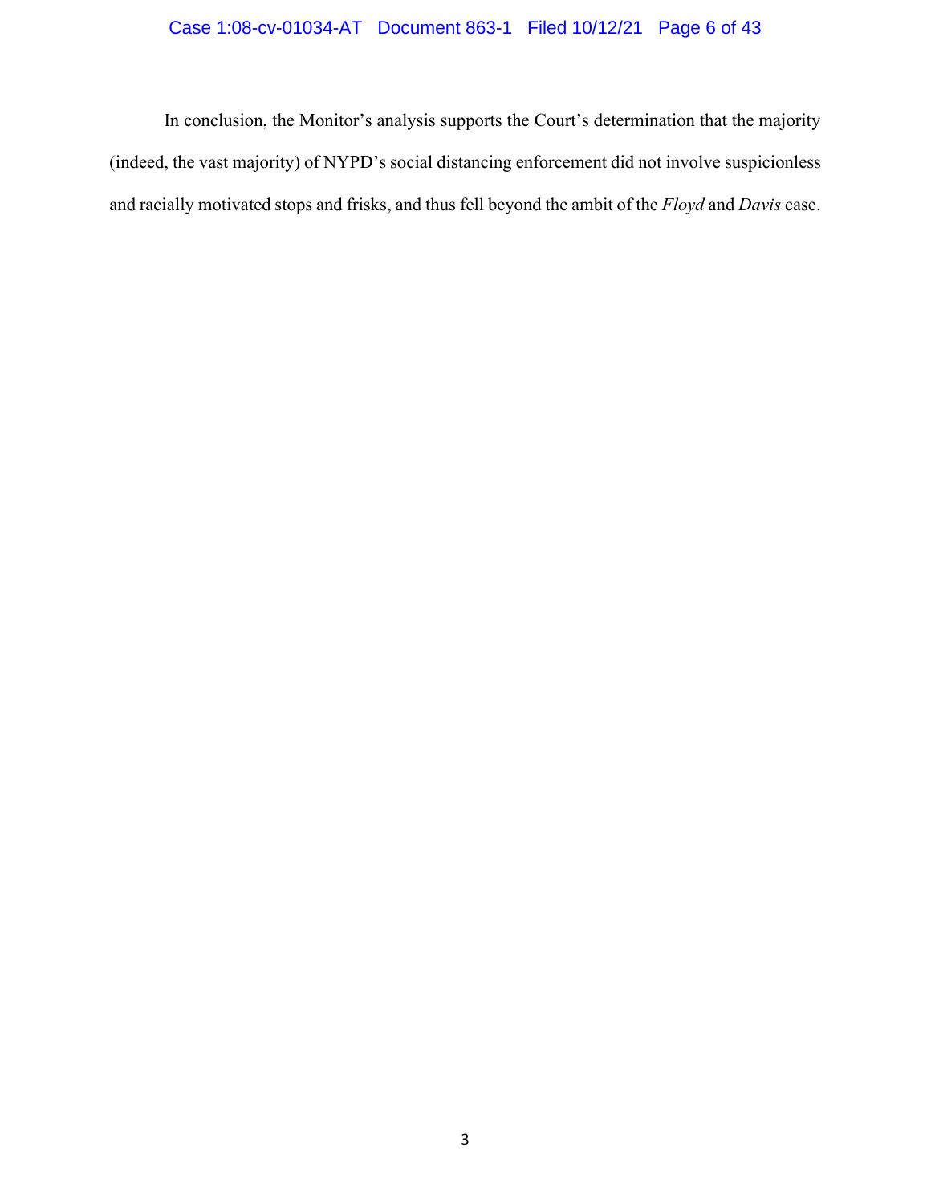In conclusion, the Monitor's analysis supports the Court's determination that the majority (indeed, the vast majority) of NYPD's social distancing enforcement did not involve suspicionless and racially motivated stops and frisks, and thus fell beyond the ambit of the *Floyd* and *Davis* case.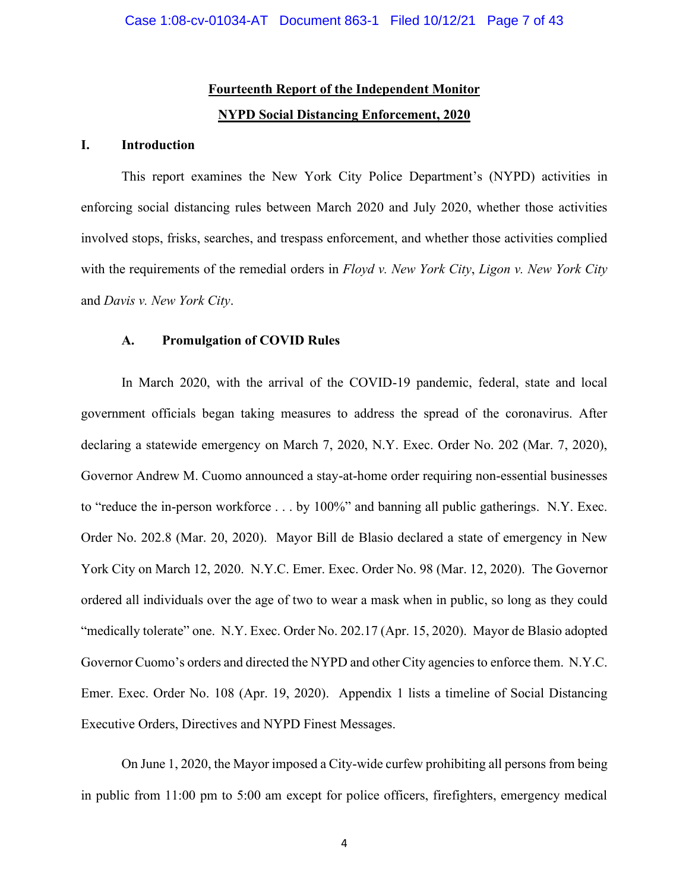**Fourteenth Report of the Independent Monitor**

**NYPD Social Distancing Enforcement, 2020**

## I. Introduction

This report examines the New York City Police Department's (NYPD) activities in enforcing social distancing rules between March 2020 and July 2020, whether those activities involved stops, frisks, searches, and trespass enforcement, and whether those activities complied with the requirements of the remedial orders in *Floyd v. New York City*, *Ligon v. New York City* and *Davis v. New York City*.

### A. Promulgation of COVID Rules

In March 2020, with the arrival of the COVID-19 pandemic, federal, state and local government officials began taking measures to address the spread of the coronavirus. After declaring a statewide emergency on March 7, 2020, N.Y. Exec. Order No. 202 (Mar. 7, 2020), Governor Andrew M. Cuomo announced a stay-at-home order requiring non-essential businesses to "reduce the in-person workforce . . . by 100%" and banning all public gatherings. N.Y. Exec. Order No. 202.8 (Mar. 20, 2020). Mayor Bill de Blasio declared a state of emergency in New York City on March 12, 2020. N.Y.C. Emer. Exec. Order No. 98 (Mar. 12, 2020). The Governor ordered all individuals over the age of two to wear a mask when in public, so long as they could "medically tolerate" one. N.Y. Exec. Order No. 202.17 (Apr. 15, 2020). Mayor de Blasio adopted Governor Cuomo's orders and directed the NYPD and other City agencies to enforce them. N.Y.C. Emer. Exec. Order No. 108 (Apr. 19, 2020). Appendix 1 lists a timeline of Social Distancing Executive Orders, Directives and NYPD Finest Messages.

On June 1, 2020, the Mayor imposed a City-wide curfew prohibiting all persons from being in public from 11:00 pm to 5:00 am except for police officers, firefighters, emergency medical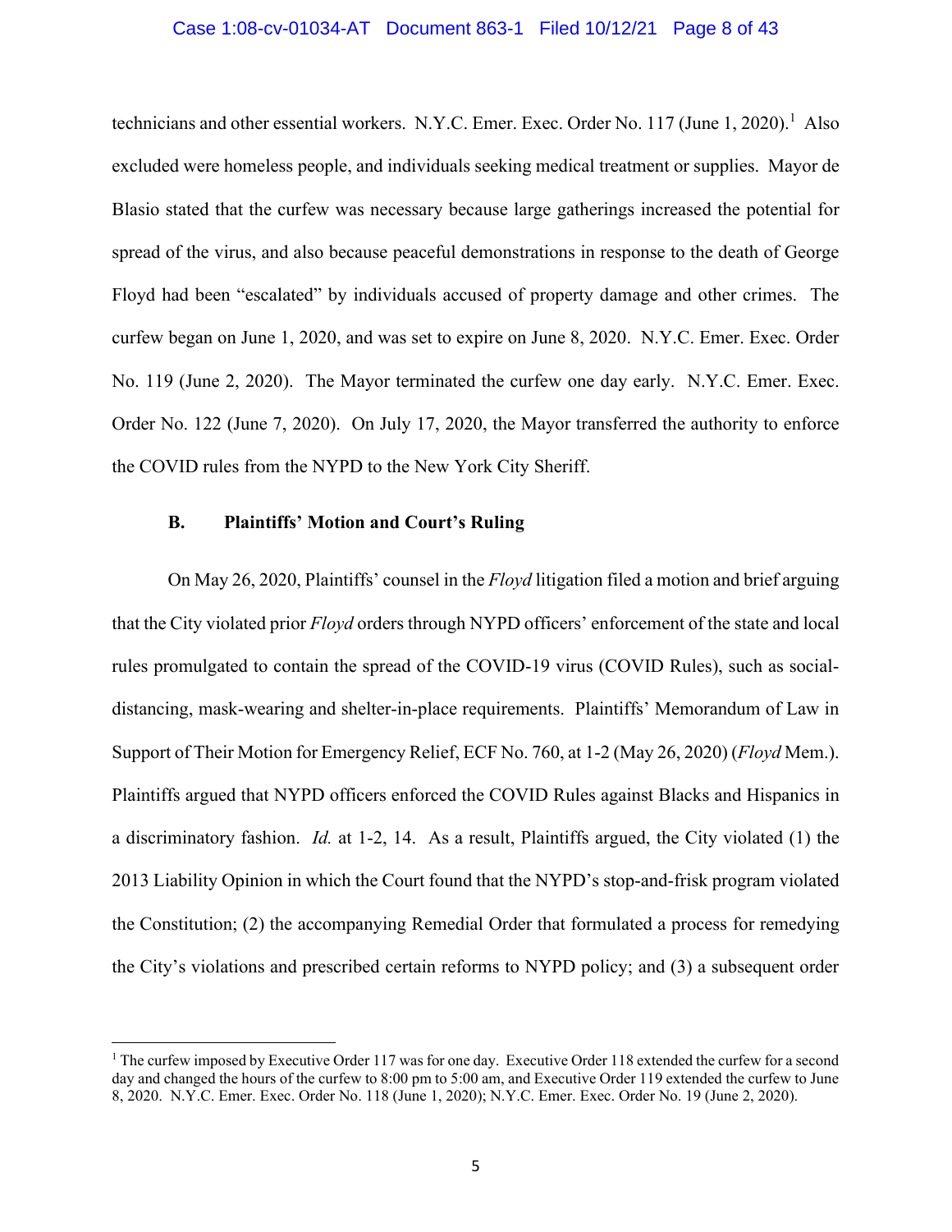technicians and other essential workers. N.Y.C. Emer. Exec. Order No. 117 (June 1, 2020).[1] Also excluded were homeless people, and individuals seeking medical treatment or supplies. Mayor de Blasio stated that the curfew was necessary because large gatherings increased the potential for spread of the virus, and also because peaceful demonstrations in response to the death of George Floyd had been "escalated" by individuals accused of property damage and other crimes. The curfew began on June 1, 2020, and was set to expire on June 8, 2020. N.Y.C. Emer. Exec. Order No. 119 (June 2, 2020). The Mayor terminated the curfew one day early. N.Y.C. Emer. Exec. Order No. 122 (June 7, 2020). On July 17, 2020, the Mayor transferred the authority to enforce the COVID rules from the NYPD to the New York City Sheriff.

### B. Plaintiffs' Motion and Court's Ruling

On May 26, 2020, Plaintiffs' counsel in the *Floyd* litigation filed a motion and brief arguing that the City violated prior *Floyd* orders through NYPD officers' enforcement of the state and local rules promulgated to contain the spread of the COVID-19 virus (COVID Rules), such as social-distancing, mask-wearing and shelter-in-place requirements. Plaintiffs' Memorandum of Law in Support of Their Motion for Emergency Relief, ECF No. 760, at 1-2 (May 26, 2020) (*Floyd* Mem.). Plaintiffs argued that NYPD officers enforced the COVID Rules against Blacks and Hispanics in a discriminatory fashion. *Id.* at 1-2, 14. As a result, Plaintiffs argued, the City violated (1) the 2013 Liability Opinion in which the Court found that the NYPD's stop-and-frisk program violated the Constitution; (2) the accompanying Remedial Order that formulated a process for remedying the City's violations and prescribed certain reforms to NYPD policy; and (3) a subsequent order

[1] The curfew imposed by Executive Order 117 was for one day. Executive Order 118 extended the curfew for a second day and changed the hours of the curfew to 8:00 pm to 5:00 am, and Executive Order 119 extended the curfew to June 8, 2020. N.Y.C. Emer. Exec. Order No. 118 (June 1, 2020); N.Y.C. Emer. Exec. Order No. 19 (June 2, 2020).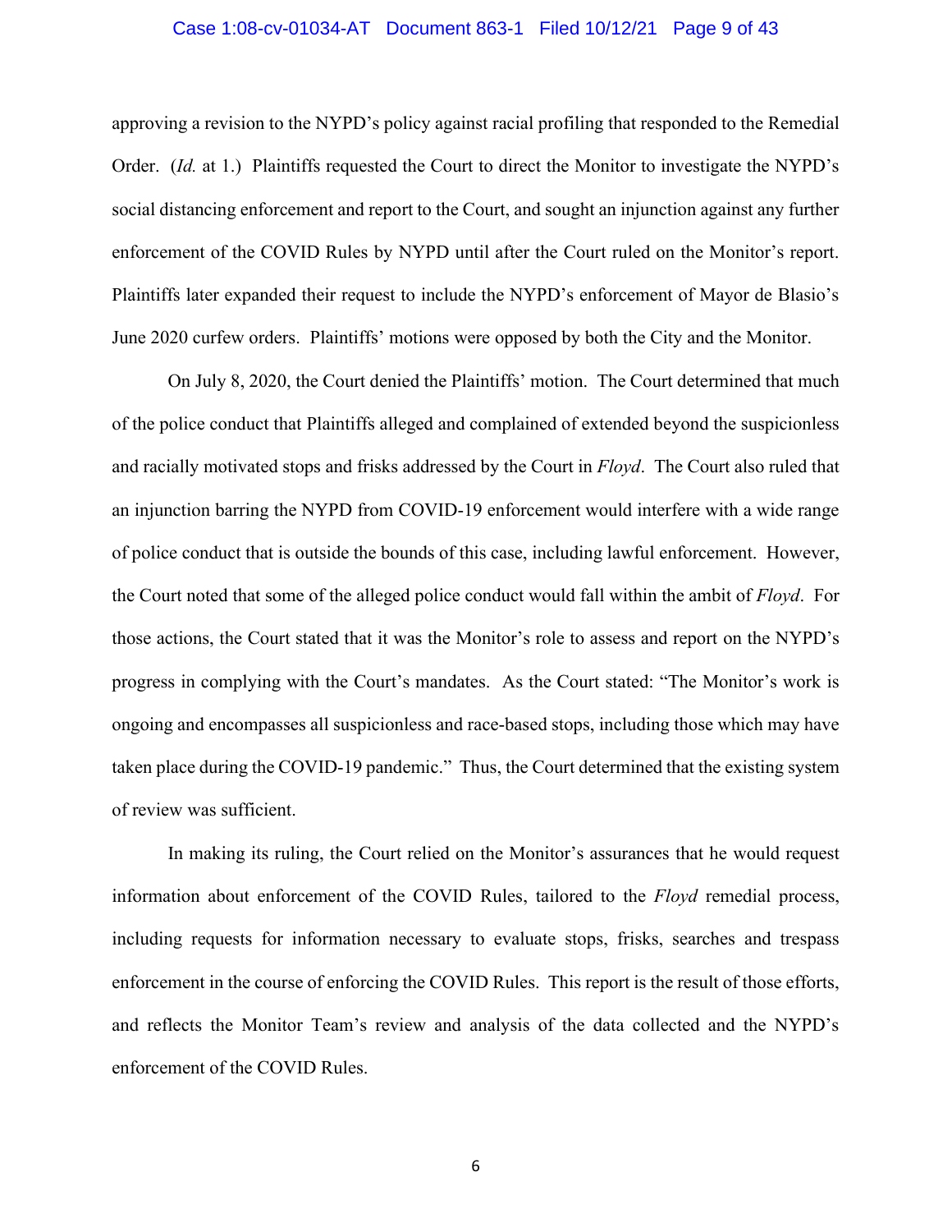approving a revision to the NYPD's policy against racial profiling that responded to the Remedial Order. (*Id.* at 1.) Plaintiffs requested the Court to direct the Monitor to investigate the NYPD's social distancing enforcement and report to the Court, and sought an injunction against any further enforcement of the COVID Rules by NYPD until after the Court ruled on the Monitor's report. Plaintiffs later expanded their request to include the NYPD's enforcement of Mayor de Blasio's June 2020 curfew orders. Plaintiffs' motions were opposed by both the City and the Monitor.

On July 8, 2020, the Court denied the Plaintiffs' motion. The Court determined that much of the police conduct that Plaintiffs alleged and complained of extended beyond the suspicionless and racially motivated stops and frisks addressed by the Court in *Floyd*. The Court also ruled that an injunction barring the NYPD from COVID-19 enforcement would interfere with a wide range of police conduct that is outside the bounds of this case, including lawful enforcement. However, the Court noted that some of the alleged police conduct would fall within the ambit of *Floyd*. For those actions, the Court stated that it was the Monitor's role to assess and report on the NYPD's progress in complying with the Court's mandates. As the Court stated: "The Monitor's work is ongoing and encompasses all suspicionless and race-based stops, including those which may have taken place during the COVID-19 pandemic." Thus, the Court determined that the existing system of review was sufficient.

In making its ruling, the Court relied on the Monitor's assurances that he would request information about enforcement of the COVID Rules, tailored to the *Floyd* remedial process, including requests for information necessary to evaluate stops, frisks, searches and trespass enforcement in the course of enforcing the COVID Rules. This report is the result of those efforts, and reflects the Monitor Team's review and analysis of the data collected and the NYPD's enforcement of the COVID Rules.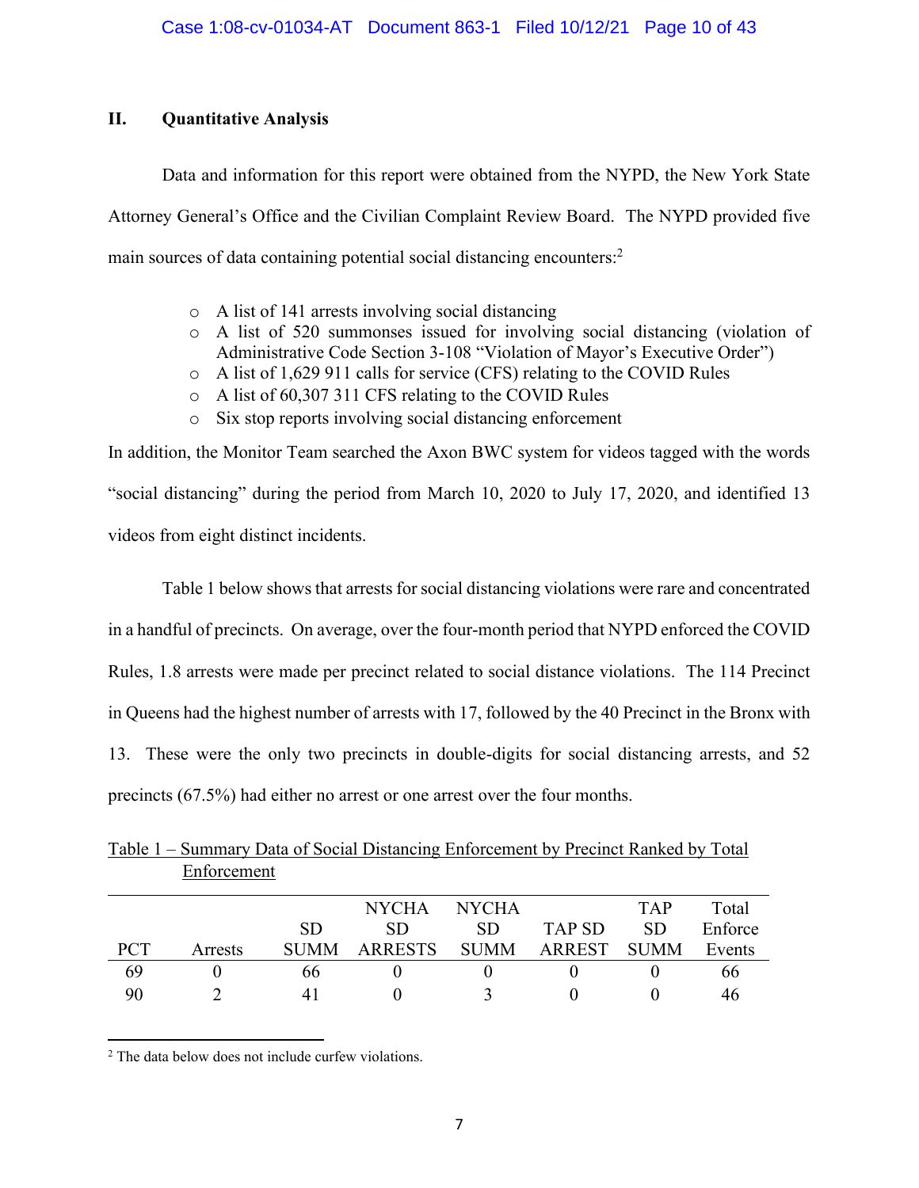## II. Quantitative Analysis

Data and information for this report were obtained from the NYPD, the New York State Attorney General's Office and the Civilian Complaint Review Board. The NYPD provided five main sources of data containing potential social distancing encounters:[2]

- A list of 141 arrests involving social distancing
- A list of 520 summonses issued for involving social distancing (violation of Administrative Code Section 3-108 "Violation of Mayor's Executive Order")
- A list of 1,629 911 calls for service (CFS) relating to the COVID Rules
- A list of 60,307 311 CFS relating to the COVID Rules
- Six stop reports involving social distancing enforcement

In addition, the Monitor Team searched the Axon BWC system for videos tagged with the words "social distancing" during the period from March 10, 2020 to July 17, 2020, and identified 13 videos from eight distinct incidents.

Table 1 below shows that arrests for social distancing violations were rare and concentrated in a handful of precincts. On average, over the four-month period that NYPD enforced the COVID Rules, 1.8 arrests were made per precinct related to social distance violations. The 114 Precinct in Queens had the highest number of arrests with 17, followed by the 40 Precinct in the Bronx with 13. These were the only two precincts in double-digits for social distancing arrests, and 52 precincts (67.5%) had either no arrest or one arrest over the four months.

Table 1 – Summary Data of Social Distancing Enforcement by Precinct Ranked by Total Enforcement

| PCT | Arrests | SD SUMM | NYCHA SD ARRESTS | NYCHA SD SUMM | TAP SD ARREST | TAP SD SUMM | Total Enforce Events |
|---|---|---|---|---|---|---|---|
| 69 | 0 | 66 | 0 | 0 | 0 | 0 | 66 |
| 90 | 2 | 41 | 0 | 3 | 0 | 0 | 46 |

[2] The data below does not include curfew violations.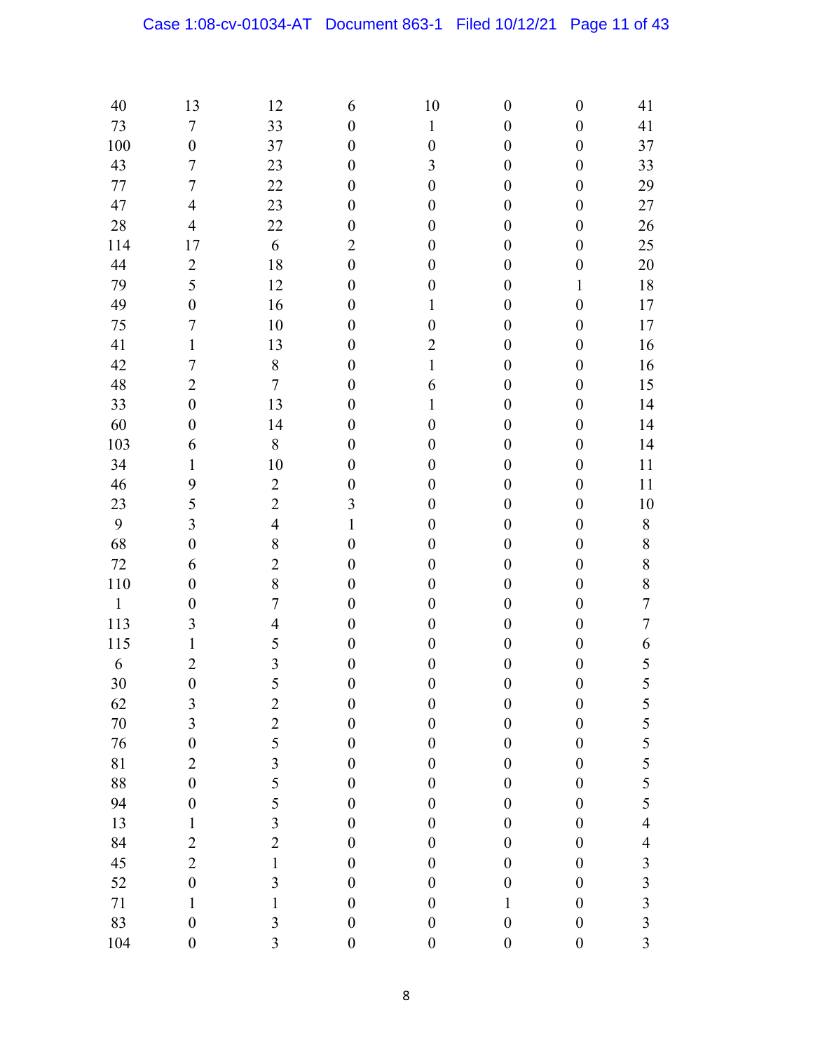| | | | | | | | |
|---|---|---|---|---|---|---|---|
| 40 | 13 | 12 | 6 | 10 | 0 | 0 | 41 |
| 73 | 7 | 33 | 0 | 1 | 0 | 0 | 41 |
| 100 | 0 | 37 | 0 | 0 | 0 | 0 | 37 |
| 43 | 7 | 23 | 0 | 3 | 0 | 0 | 33 |
| 77 | 7 | 22 | 0 | 0 | 0 | 0 | 29 |
| 47 | 4 | 23 | 0 | 0 | 0 | 0 | 27 |
| 28 | 4 | 22 | 0 | 0 | 0 | 0 | 26 |
| 114 | 17 | 6 | 2 | 0 | 0 | 0 | 25 |
| 44 | 2 | 18 | 0 | 0 | 0 | 0 | 20 |
| 79 | 5 | 12 | 0 | 0 | 0 | 1 | 18 |
| 49 | 0 | 16 | 0 | 1 | 0 | 0 | 17 |
| 75 | 7 | 10 | 0 | 0 | 0 | 0 | 17 |
| 41 | 1 | 13 | 0 | 2 | 0 | 0 | 16 |
| 42 | 7 | 8 | 0 | 1 | 0 | 0 | 16 |
| 48 | 2 | 7 | 0 | 6 | 0 | 0 | 15 |
| 33 | 0 | 13 | 0 | 1 | 0 | 0 | 14 |
| 60 | 0 | 14 | 0 | 0 | 0 | 0 | 14 |
| 103 | 6 | 8 | 0 | 0 | 0 | 0 | 14 |
| 34 | 1 | 10 | 0 | 0 | 0 | 0 | 11 |
| 46 | 9 | 2 | 0 | 0 | 0 | 0 | 11 |
| 23 | 5 | 2 | 3 | 0 | 0 | 0 | 10 |
| 9 | 3 | 4 | 1 | 0 | 0 | 0 | 8 |
| 68 | 0 | 8 | 0 | 0 | 0 | 0 | 8 |
| 72 | 6 | 2 | 0 | 0 | 0 | 0 | 8 |
| 110 | 0 | 8 | 0 | 0 | 0 | 0 | 8 |
| 1 | 0 | 7 | 0 | 0 | 0 | 0 | 7 |
| 113 | 3 | 4 | 0 | 0 | 0 | 0 | 7 |
| 115 | 1 | 5 | 0 | 0 | 0 | 0 | 6 |
| 6 | 2 | 3 | 0 | 0 | 0 | 0 | 5 |
| 30 | 0 | 5 | 0 | 0 | 0 | 0 | 5 |
| 62 | 3 | 2 | 0 | 0 | 0 | 0 | 5 |
| 70 | 3 | 2 | 0 | 0 | 0 | 0 | 5 |
| 76 | 0 | 5 | 0 | 0 | 0 | 0 | 5 |
| 81 | 2 | 3 | 0 | 0 | 0 | 0 | 5 |
| 88 | 0 | 5 | 0 | 0 | 0 | 0 | 5 |
| 94 | 0 | 5 | 0 | 0 | 0 | 0 | 5 |
| 13 | 1 | 3 | 0 | 0 | 0 | 0 | 4 |
| 84 | 2 | 2 | 0 | 0 | 0 | 0 | 4 |
| 45 | 2 | 1 | 0 | 0 | 0 | 0 | 3 |
| 52 | 0 | 3 | 0 | 0 | 0 | 0 | 3 |
| 71 | 1 | 1 | 0 | 0 | 1 | 0 | 3 |
| 83 | 0 | 3 | 0 | 0 | 0 | 0 | 3 |
| 104 | 0 | 3 | 0 | 0 | 0 | 0 | 3 |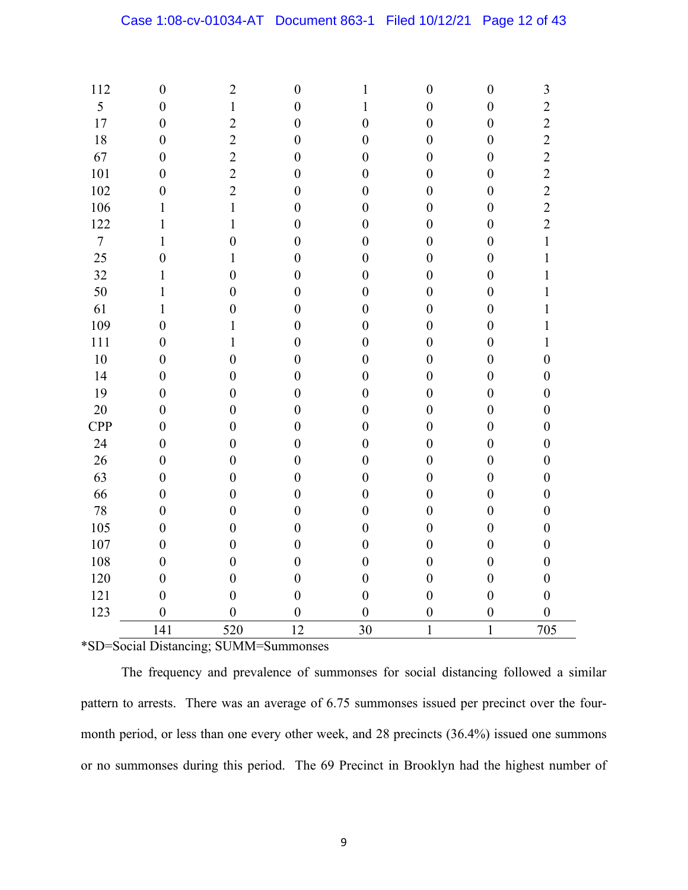| | | | | | | | |
|---|---|---|---|---|---|---|---|
| 112 | 0 | 2 | 0 | 1 | 0 | 0 | 3 |
| 5 | 0 | 1 | 0 | 1 | 0 | 0 | 2 |
| 17 | 0 | 2 | 0 | 0 | 0 | 0 | 2 |
| 18 | 0 | 2 | 0 | 0 | 0 | 0 | 2 |
| 67 | 0 | 2 | 0 | 0 | 0 | 0 | 2 |
| 101 | 0 | 2 | 0 | 0 | 0 | 0 | 2 |
| 102 | 0 | 2 | 0 | 0 | 0 | 0 | 2 |
| 106 | 1 | 1 | 0 | 0 | 0 | 0 | 2 |
| 122 | 1 | 1 | 0 | 0 | 0 | 0 | 2 |
| 7 | 1 | 0 | 0 | 0 | 0 | 0 | 1 |
| 25 | 0 | 1 | 0 | 0 | 0 | 0 | 1 |
| 32 | 1 | 0 | 0 | 0 | 0 | 0 | 1 |
| 50 | 1 | 0 | 0 | 0 | 0 | 0 | 1 |
| 61 | 1 | 0 | 0 | 0 | 0 | 0 | 1 |
| 109 | 0 | 1 | 0 | 0 | 0 | 0 | 1 |
| 111 | 0 | 1 | 0 | 0 | 0 | 0 | 1 |
| 10 | 0 | 0 | 0 | 0 | 0 | 0 | 0 |
| 14 | 0 | 0 | 0 | 0 | 0 | 0 | 0 |
| 19 | 0 | 0 | 0 | 0 | 0 | 0 | 0 |
| 20 | 0 | 0 | 0 | 0 | 0 | 0 | 0 |
| CPP | 0 | 0 | 0 | 0 | 0 | 0 | 0 |
| 24 | 0 | 0 | 0 | 0 | 0 | 0 | 0 |
| 26 | 0 | 0 | 0 | 0 | 0 | 0 | 0 |
| 63 | 0 | 0 | 0 | 0 | 0 | 0 | 0 |
| 66 | 0 | 0 | 0 | 0 | 0 | 0 | 0 |
| 78 | 0 | 0 | 0 | 0 | 0 | 0 | 0 |
| 105 | 0 | 0 | 0 | 0 | 0 | 0 | 0 |
| 107 | 0 | 0 | 0 | 0 | 0 | 0 | 0 |
| 108 | 0 | 0 | 0 | 0 | 0 | 0 | 0 |
| 120 | 0 | 0 | 0 | 0 | 0 | 0 | 0 |
| 121 | 0 | 0 | 0 | 0 | 0 | 0 | 0 |
| 123 | 0 | 0 | 0 | 0 | 0 | 0 | 0 |
| | 141 | 520 | 12 | 30 | 1 | 1 | 705 |

*SD=Social Distancing; SUMM=Summonses

The frequency and prevalence of summonses for social distancing followed a similar pattern to arrests. There was an average of 6.75 summonses issued per precinct over the four-month period, or less than one every other week, and 28 precincts (36.4%) issued one summons or no summonses during this period. The 69 Precinct in Brooklyn had the highest number of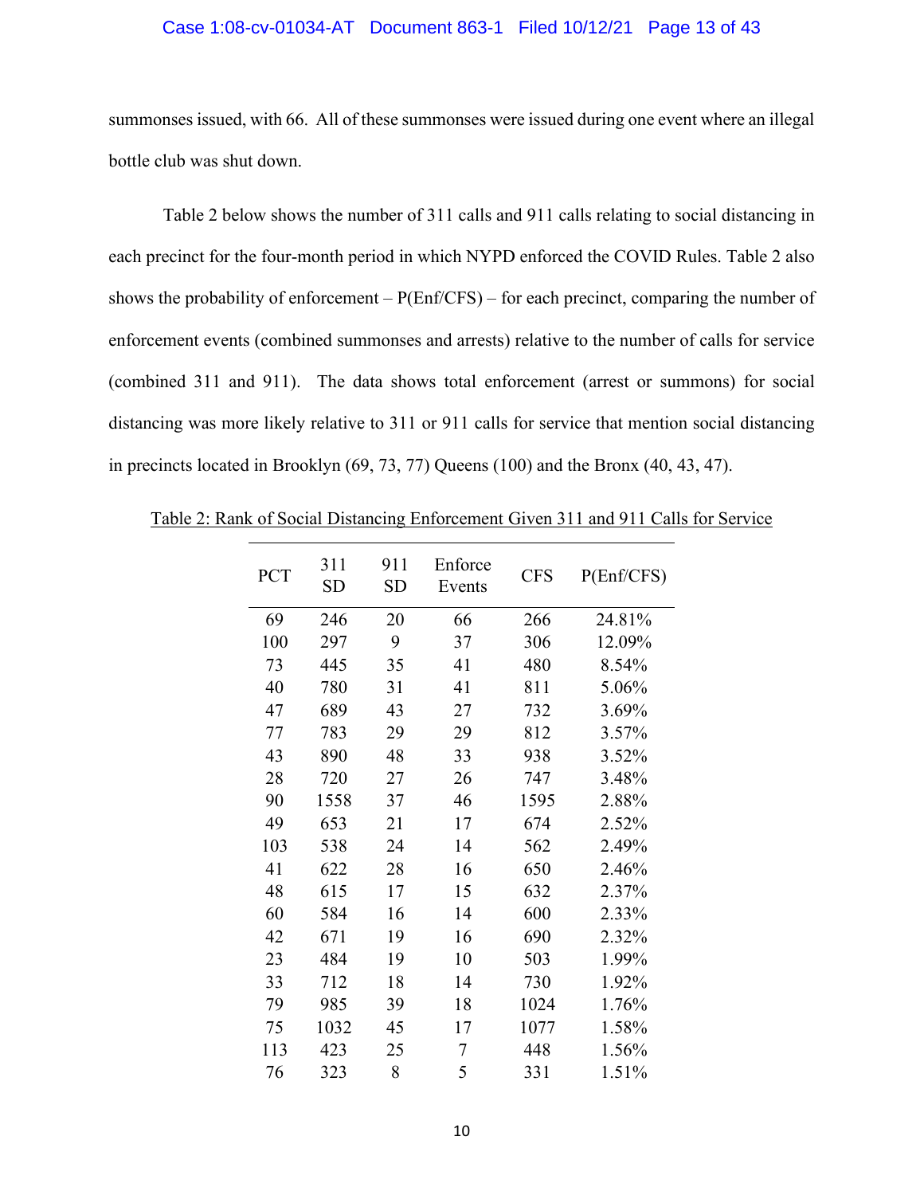summonses issued, with 66. All of these summonses were issued during one event where an illegal bottle club was shut down.

Table 2 below shows the number of 311 calls and 911 calls relating to social distancing in each precinct for the four-month period in which NYPD enforced the COVID Rules. Table 2 also shows the probability of enforcement – P(Enf/CFS) – for each precinct, comparing the number of enforcement events (combined summonses and arrests) relative to the number of calls for service (combined 311 and 911). The data shows total enforcement (arrest or summons) for social distancing was more likely relative to 311 or 911 calls for service that mention social distancing in precincts located in Brooklyn (69, 73, 77) Queens (100) and the Bronx (40, 43, 47).

Table 2: Rank of Social Distancing Enforcement Given 311 and 911 Calls for Service

| PCT | 311 SD | 911 SD | Enforce Events | CFS | P(Enf/CFS) |
|---|---|---|---|---|---|
| 69 | 246 | 20 | 66 | 266 | 24.81% |
| 100 | 297 | 9 | 37 | 306 | 12.09% |
| 73 | 445 | 35 | 41 | 480 | 8.54% |
| 40 | 780 | 31 | 41 | 811 | 5.06% |
| 47 | 689 | 43 | 27 | 732 | 3.69% |
| 77 | 783 | 29 | 29 | 812 | 3.57% |
| 43 | 890 | 48 | 33 | 938 | 3.52% |
| 28 | 720 | 27 | 26 | 747 | 3.48% |
| 90 | 1558 | 37 | 46 | 1595 | 2.88% |
| 49 | 653 | 21 | 17 | 674 | 2.52% |
| 103 | 538 | 24 | 14 | 562 | 2.49% |
| 41 | 622 | 28 | 16 | 650 | 2.46% |
| 48 | 615 | 17 | 15 | 632 | 2.37% |
| 60 | 584 | 16 | 14 | 600 | 2.33% |
| 42 | 671 | 19 | 16 | 690 | 2.32% |
| 23 | 484 | 19 | 10 | 503 | 1.99% |
| 33 | 712 | 18 | 14 | 730 | 1.92% |
| 79 | 985 | 39 | 18 | 1024 | 1.76% |
| 75 | 1032 | 45 | 17 | 1077 | 1.58% |
| 113 | 423 | 25 | 7 | 448 | 1.56% |
| 76 | 323 | 8 | 5 | 331 | 1.51% |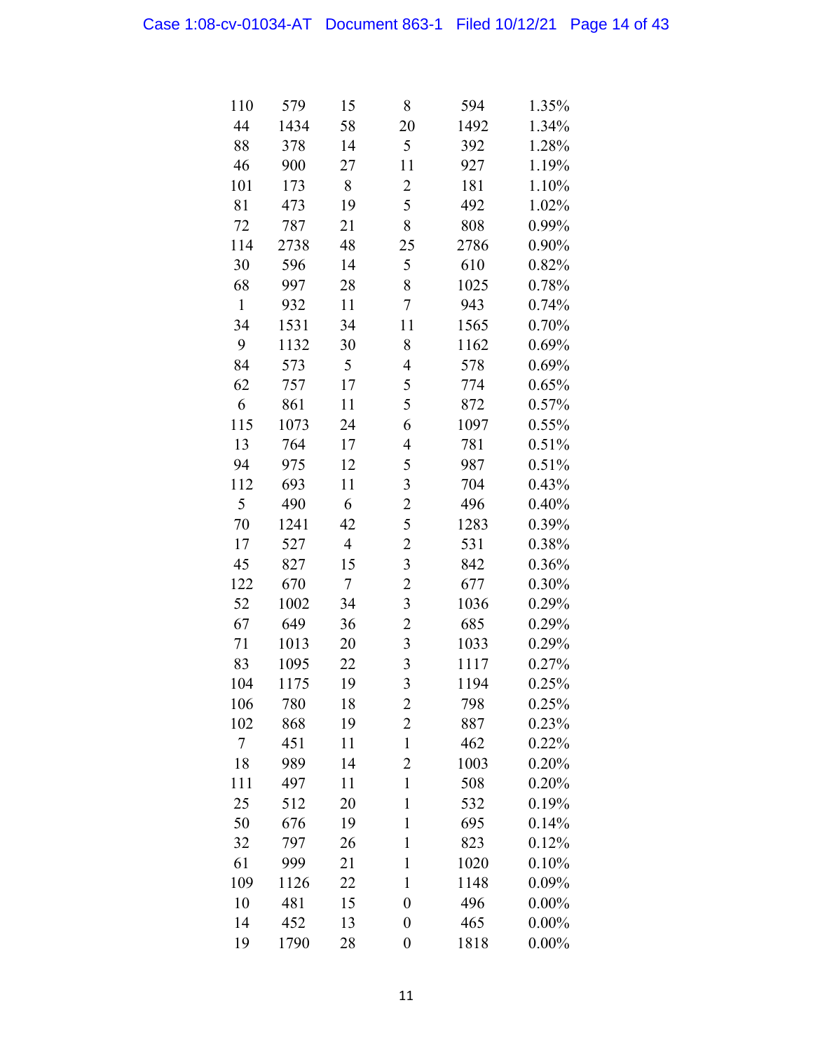| | | | | | |
|---|---|---|---|---|---|
| 110 | 579 | 15 | 8 | 594 | 1.35% |
| 44 | 1434 | 58 | 20 | 1492 | 1.34% |
| 88 | 378 | 14 | 5 | 392 | 1.28% |
| 46 | 900 | 27 | 11 | 927 | 1.19% |
| 101 | 173 | 8 | 2 | 181 | 1.10% |
| 81 | 473 | 19 | 5 | 492 | 1.02% |
| 72 | 787 | 21 | 8 | 808 | 0.99% |
| 114 | 2738 | 48 | 25 | 2786 | 0.90% |
| 30 | 596 | 14 | 5 | 610 | 0.82% |
| 68 | 997 | 28 | 8 | 1025 | 0.78% |
| 1 | 932 | 11 | 7 | 943 | 0.74% |
| 34 | 1531 | 34 | 11 | 1565 | 0.70% |
| 9 | 1132 | 30 | 8 | 1162 | 0.69% |
| 84 | 573 | 5 | 4 | 578 | 0.69% |
| 62 | 757 | 17 | 5 | 774 | 0.65% |
| 6 | 861 | 11 | 5 | 872 | 0.57% |
| 115 | 1073 | 24 | 6 | 1097 | 0.55% |
| 13 | 764 | 17 | 4 | 781 | 0.51% |
| 94 | 975 | 12 | 5 | 987 | 0.51% |
| 112 | 693 | 11 | 3 | 704 | 0.43% |
| 5 | 490 | 6 | 2 | 496 | 0.40% |
| 70 | 1241 | 42 | 5 | 1283 | 0.39% |
| 17 | 527 | 4 | 2 | 531 | 0.38% |
| 45 | 827 | 15 | 3 | 842 | 0.36% |
| 122 | 670 | 7 | 2 | 677 | 0.30% |
| 52 | 1002 | 34 | 3 | 1036 | 0.29% |
| 67 | 649 | 36 | 2 | 685 | 0.29% |
| 71 | 1013 | 20 | 3 | 1033 | 0.29% |
| 83 | 1095 | 22 | 3 | 1117 | 0.27% |
| 104 | 1175 | 19 | 3 | 1194 | 0.25% |
| 106 | 780 | 18 | 2 | 798 | 0.25% |
| 102 | 868 | 19 | 2 | 887 | 0.23% |
| 7 | 451 | 11 | 1 | 462 | 0.22% |
| 18 | 989 | 14 | 2 | 1003 | 0.20% |
| 111 | 497 | 11 | 1 | 508 | 0.20% |
| 25 | 512 | 20 | 1 | 532 | 0.19% |
| 50 | 676 | 19 | 1 | 695 | 0.14% |
| 32 | 797 | 26 | 1 | 823 | 0.12% |
| 61 | 999 | 21 | 1 | 1020 | 0.10% |
| 109 | 1126 | 22 | 1 | 1148 | 0.09% |
| 10 | 481 | 15 | 0 | 496 | 0.00% |
| 14 | 452 | 13 | 0 | 465 | 0.00% |
| 19 | 1790 | 28 | 0 | 1818 | 0.00% |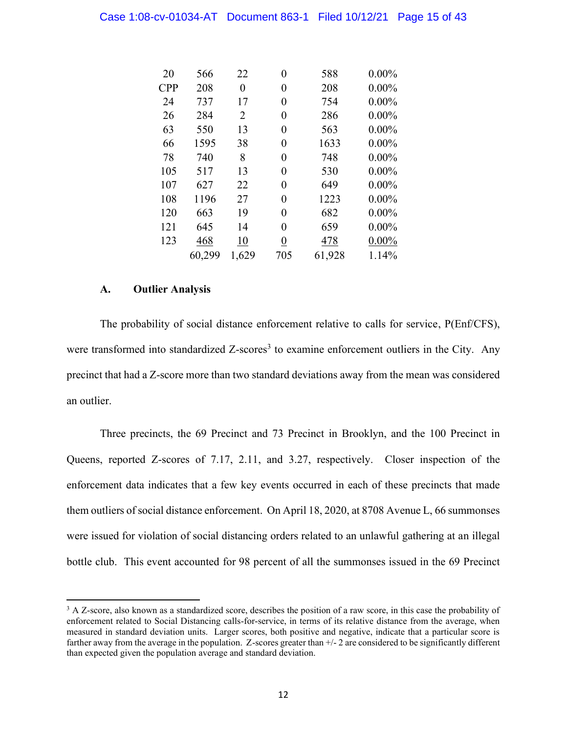| | | | | | |
|---|---|---|---|---|---|
| 20 | 566 | 22 | 0 | 588 | 0.00% |
| CPP | 208 | 0 | 0 | 208 | 0.00% |
| 24 | 737 | 17 | 0 | 754 | 0.00% |
| 26 | 284 | 2 | 0 | 286 | 0.00% |
| 63 | 550 | 13 | 0 | 563 | 0.00% |
| 66 | 1595 | 38 | 0 | 1633 | 0.00% |
| 78 | 740 | 8 | 0 | 748 | 0.00% |
| 105 | 517 | 13 | 0 | 530 | 0.00% |
| 107 | 627 | 22 | 0 | 649 | 0.00% |
| 108 | 1196 | 27 | 0 | 1223 | 0.00% |
| 120 | 663 | 19 | 0 | 682 | 0.00% |
| 121 | 645 | 14 | 0 | 659 | 0.00% |
| 123 | 468 | 10 | 0 | 478 | 0.00% |
| | 60,299 | 1,629 | 705 | 61,928 | 1.14% |

### A. Outlier Analysis

The probability of social distance enforcement relative to calls for service, P(Enf/CFS), were transformed into standardized Z-scores[3] to examine enforcement outliers in the City. Any precinct that had a Z-score more than two standard deviations away from the mean was considered an outlier.

Three precincts, the 69 Precinct and 73 Precinct in Brooklyn, and the 100 Precinct in Queens, reported Z-scores of 7.17, 2.11, and 3.27, respectively. Closer inspection of the enforcement data indicates that a few key events occurred in each of these precincts that made them outliers of social distance enforcement. On April 18, 2020, at 8708 Avenue L, 66 summonses were issued for violation of social distancing orders related to an unlawful gathering at an illegal bottle club. This event accounted for 98 percent of all the summonses issued in the 69 Precinct

---

[3] A Z-score, also known as a standardized score, describes the position of a raw score, in this case the probability of enforcement related to Social Distancing calls-for-service, in terms of its relative distance from the average, when measured in standard deviation units. Larger scores, both positive and negative, indicate that a particular score is farther away from the average in the population. Z-scores greater than +/- 2 are considered to be significantly different than expected given the population average and standard deviation.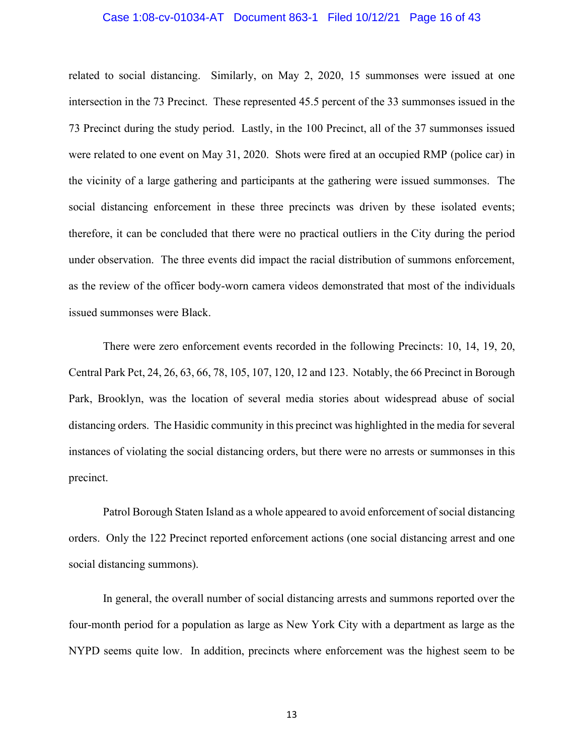related to social distancing. Similarly, on May 2, 2020, 15 summonses were issued at one intersection in the 73 Precinct. These represented 45.5 percent of the 33 summonses issued in the 73 Precinct during the study period. Lastly, in the 100 Precinct, all of the 37 summonses issued were related to one event on May 31, 2020. Shots were fired at an occupied RMP (police car) in the vicinity of a large gathering and participants at the gathering were issued summonses. The social distancing enforcement in these three precincts was driven by these isolated events; therefore, it can be concluded that there were no practical outliers in the City during the period under observation. The three events did impact the racial distribution of summons enforcement, as the review of the officer body-worn camera videos demonstrated that most of the individuals issued summonses were Black.

There were zero enforcement events recorded in the following Precincts: 10, 14, 19, 20, Central Park Pct, 24, 26, 63, 66, 78, 105, 107, 120, 12 and 123. Notably, the 66 Precinct in Borough Park, Brooklyn, was the location of several media stories about widespread abuse of social distancing orders. The Hasidic community in this precinct was highlighted in the media for several instances of violating the social distancing orders, but there were no arrests or summonses in this precinct.

Patrol Borough Staten Island as a whole appeared to avoid enforcement of social distancing orders. Only the 122 Precinct reported enforcement actions (one social distancing arrest and one social distancing summons).

In general, the overall number of social distancing arrests and summons reported over the four-month period for a population as large as New York City with a department as large as the NYPD seems quite low. In addition, precincts where enforcement was the highest seem to be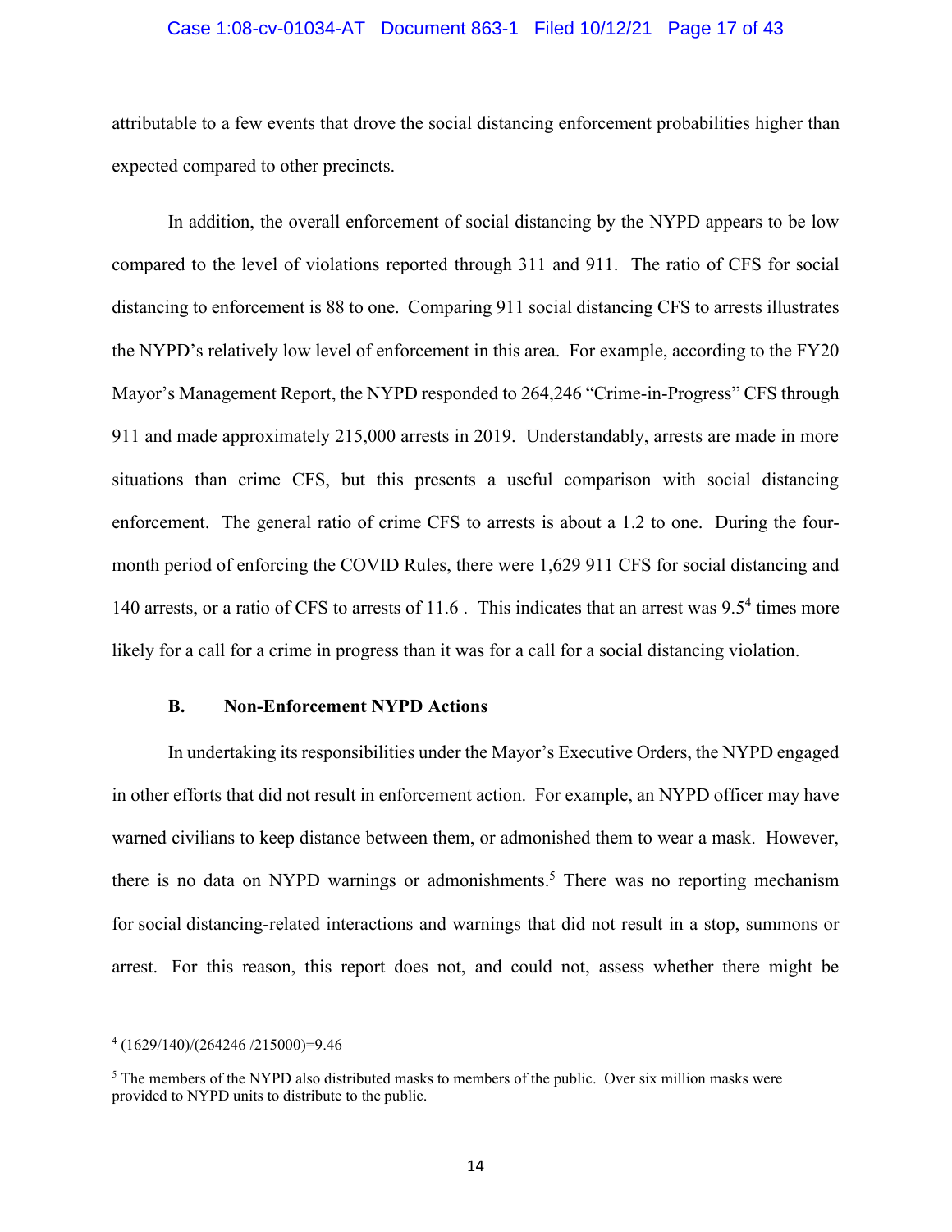attributable to a few events that drove the social distancing enforcement probabilities higher than expected compared to other precincts.

In addition, the overall enforcement of social distancing by the NYPD appears to be low compared to the level of violations reported through 311 and 911. The ratio of CFS for social distancing to enforcement is 88 to one. Comparing 911 social distancing CFS to arrests illustrates the NYPD's relatively low level of enforcement in this area. For example, according to the FY20 Mayor's Management Report, the NYPD responded to 264,246 "Crime-in-Progress" CFS through 911 and made approximately 215,000 arrests in 2019. Understandably, arrests are made in more situations than crime CFS, but this presents a useful comparison with social distancing enforcement. The general ratio of crime CFS to arrests is about a 1.2 to one. During the four-month period of enforcing the COVID Rules, there were 1,629 911 CFS for social distancing and 140 arrests, or a ratio of CFS to arrests of 11.6 . This indicates that an arrest was 9.5[4] times more likely for a call for a crime in progress than it was for a call for a social distancing violation.

### B. Non-Enforcement NYPD Actions

In undertaking its responsibilities under the Mayor's Executive Orders, the NYPD engaged in other efforts that did not result in enforcement action. For example, an NYPD officer may have warned civilians to keep distance between them, or admonished them to wear a mask. However, there is no data on NYPD warnings or admonishments.[5] There was no reporting mechanism for social distancing-related interactions and warnings that did not result in a stop, summons or arrest. For this reason, this report does not, and could not, assess whether there might be

---

[4] (1629/140)/(264246 /215000)=9.46

[5] The members of the NYPD also distributed masks to members of the public. Over six million masks were provided to NYPD units to distribute to the public.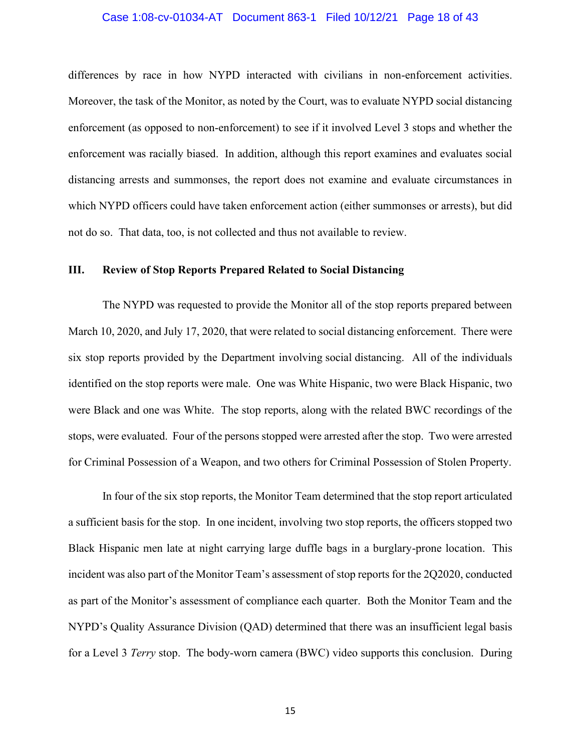differences by race in how NYPD interacted with civilians in non-enforcement activities. Moreover, the task of the Monitor, as noted by the Court, was to evaluate NYPD social distancing enforcement (as opposed to non-enforcement) to see if it involved Level 3 stops and whether the enforcement was racially biased. In addition, although this report examines and evaluates social distancing arrests and summonses, the report does not examine and evaluate circumstances in which NYPD officers could have taken enforcement action (either summonses or arrests), but did not do so. That data, too, is not collected and thus not available to review.

## III. Review of Stop Reports Prepared Related to Social Distancing

The NYPD was requested to provide the Monitor all of the stop reports prepared between March 10, 2020, and July 17, 2020, that were related to social distancing enforcement. There were six stop reports provided by the Department involving social distancing. All of the individuals identified on the stop reports were male. One was White Hispanic, two were Black Hispanic, two were Black and one was White. The stop reports, along with the related BWC recordings of the stops, were evaluated. Four of the persons stopped were arrested after the stop. Two were arrested for Criminal Possession of a Weapon, and two others for Criminal Possession of Stolen Property.

In four of the six stop reports, the Monitor Team determined that the stop report articulated a sufficient basis for the stop. In one incident, involving two stop reports, the officers stopped two Black Hispanic men late at night carrying large duffle bags in a burglary-prone location. This incident was also part of the Monitor Team's assessment of stop reports for the 2Q2020, conducted as part of the Monitor's assessment of compliance each quarter. Both the Monitor Team and the NYPD's Quality Assurance Division (QAD) determined that there was an insufficient legal basis for a Level 3 *Terry* stop. The body-worn camera (BWC) video supports this conclusion. During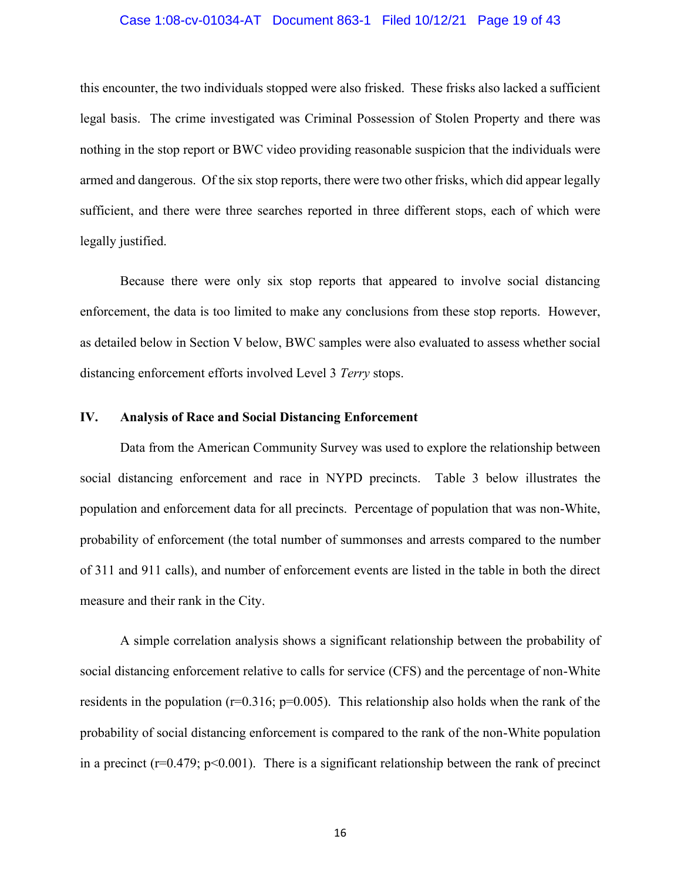this encounter, the two individuals stopped were also frisked. These frisks also lacked a sufficient legal basis. The crime investigated was Criminal Possession of Stolen Property and there was nothing in the stop report or BWC video providing reasonable suspicion that the individuals were armed and dangerous. Of the six stop reports, there were two other frisks, which did appear legally sufficient, and there were three searches reported in three different stops, each of which were legally justified.

Because there were only six stop reports that appeared to involve social distancing enforcement, the data is too limited to make any conclusions from these stop reports. However, as detailed below in Section V below, BWC samples were also evaluated to assess whether social distancing enforcement efforts involved Level 3 *Terry* stops.

## IV. Analysis of Race and Social Distancing Enforcement

Data from the American Community Survey was used to explore the relationship between social distancing enforcement and race in NYPD precincts. Table 3 below illustrates the population and enforcement data for all precincts. Percentage of population that was non-White, probability of enforcement (the total number of summonses and arrests compared to the number of 311 and 911 calls), and number of enforcement events are listed in the table in both the direct measure and their rank in the City.

A simple correlation analysis shows a significant relationship between the probability of social distancing enforcement relative to calls for service (CFS) and the percentage of non-White residents in the population ($r=0.316$; $p=0.005$). This relationship also holds when the rank of the probability of social distancing enforcement is compared to the rank of the non-White population in a precinct ($r=0.479$; $p<0.001$). There is a significant relationship between the rank of precinct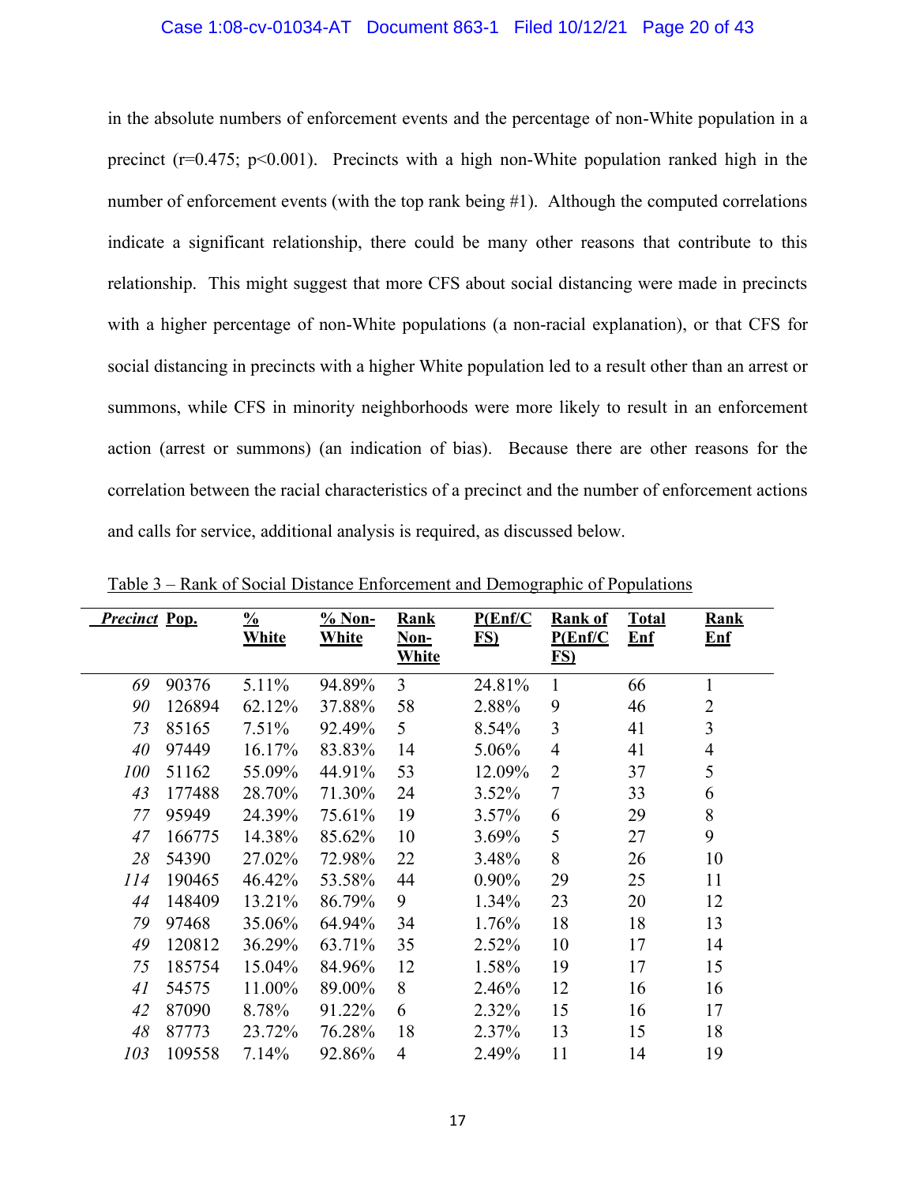in the absolute numbers of enforcement events and the percentage of non-White population in a precinct ($r=0.475$; $p<0.001$). Precincts with a high non-White population ranked high in the number of enforcement events (with the top rank being #1). Although the computed correlations indicate a significant relationship, there could be many other reasons that contribute to this relationship. This might suggest that more CFS about social distancing were made in precincts with a higher percentage of non-White populations (a non-racial explanation), or that CFS for social distancing in precincts with a higher White population led to a result other than an arrest or summons, while CFS in minority neighborhoods were more likely to result in an enforcement action (arrest or summons) (an indication of bias). Because there are other reasons for the correlation between the racial characteristics of a precinct and the number of enforcement actions and calls for service, additional analysis is required, as discussed below.

Table 3 – Rank of Social Distance Enforcement and Demographic of Populations

| *Precinct* | Pop. | % White | % Non-White | Rank Non-White | P(Enf/CFS) | Rank of P(Enf/CFS) | Total Enf | Rank Enf |
|---|---|---|---|---|---|---|---|---|
| *69* | 90376 | 5.11% | 94.89% | 3 | 24.81% | 1 | 66 | 1 |
| *90* | 126894 | 62.12% | 37.88% | 58 | 2.88% | 9 | 46 | 2 |
| *73* | 85165 | 7.51% | 92.49% | 5 | 8.54% | 3 | 41 | 3 |
| *40* | 97449 | 16.17% | 83.83% | 14 | 5.06% | 4 | 41 | 4 |
| *100* | 51162 | 55.09% | 44.91% | 53 | 12.09% | 2 | 37 | 5 |
| *43* | 177488 | 28.70% | 71.30% | 24 | 3.52% | 7 | 33 | 6 |
| *77* | 95949 | 24.39% | 75.61% | 19 | 3.57% | 6 | 29 | 8 |
| *47* | 166775 | 14.38% | 85.62% | 10 | 3.69% | 5 | 27 | 9 |
| *28* | 54390 | 27.02% | 72.98% | 22 | 3.48% | 8 | 26 | 10 |
| *114* | 190465 | 46.42% | 53.58% | 44 | 0.90% | 29 | 25 | 11 |
| *44* | 148409 | 13.21% | 86.79% | 9 | 1.34% | 23 | 20 | 12 |
| *79* | 97468 | 35.06% | 64.94% | 34 | 1.76% | 18 | 18 | 13 |
| *49* | 120812 | 36.29% | 63.71% | 35 | 2.52% | 10 | 17 | 14 |
| *75* | 185754 | 15.04% | 84.96% | 12 | 1.58% | 19 | 17 | 15 |
| *41* | 54575 | 11.00% | 89.00% | 8 | 2.46% | 12 | 16 | 16 |
| *42* | 87090 | 8.78% | 91.22% | 6 | 2.32% | 15 | 16 | 17 |
| *48* | 87773 | 23.72% | 76.28% | 18 | 2.37% | 13 | 15 | 18 |
| *103* | 109558 | 7.14% | 92.86% | 4 | 2.49% | 11 | 14 | 19 |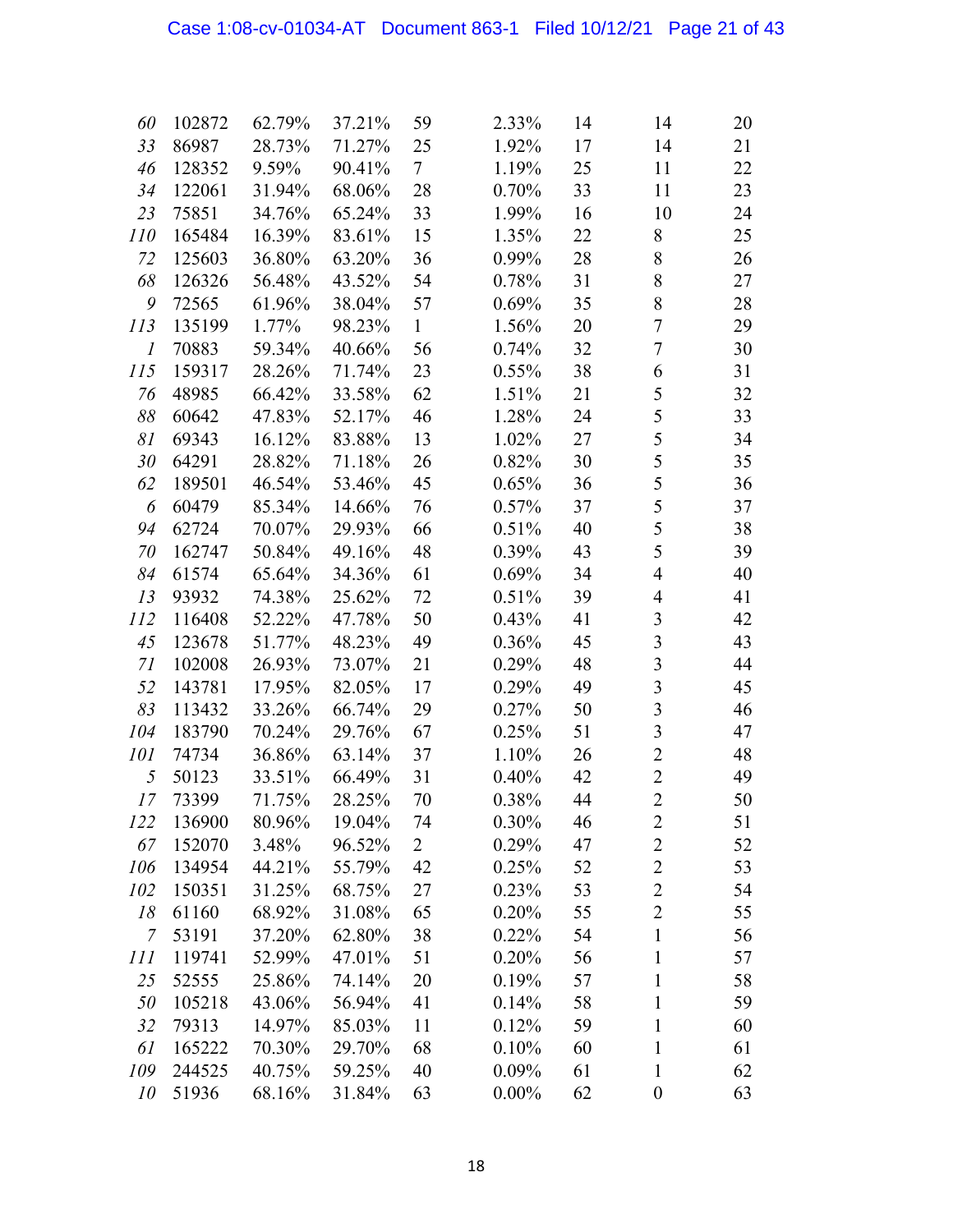| | | | | | | | | |
|---|---|---|---|---|---|---|---|---|
| *60* | 102872 | 62.79% | 37.21% | 59 | 2.33% | 14 | 14 | 20 |
| *33* | 86987 | 28.73% | 71.27% | 25 | 1.92% | 17 | 14 | 21 |
| *46* | 128352 | 9.59% | 90.41% | 7 | 1.19% | 25 | 11 | 22 |
| *34* | 122061 | 31.94% | 68.06% | 28 | 0.70% | 33 | 11 | 23 |
| *23* | 75851 | 34.76% | 65.24% | 33 | 1.99% | 16 | 10 | 24 |
| *110* | 165484 | 16.39% | 83.61% | 15 | 1.35% | 22 | 8 | 25 |
| *72* | 125603 | 36.80% | 63.20% | 36 | 0.99% | 28 | 8 | 26 |
| *68* | 126326 | 56.48% | 43.52% | 54 | 0.78% | 31 | 8 | 27 |
| *9* | 72565 | 61.96% | 38.04% | 57 | 0.69% | 35 | 8 | 28 |
| *113* | 135199 | 1.77% | 98.23% | 1 | 1.56% | 20 | 7 | 29 |
| *1* | 70883 | 59.34% | 40.66% | 56 | 0.74% | 32 | 7 | 30 |
| *115* | 159317 | 28.26% | 71.74% | 23 | 0.55% | 38 | 6 | 31 |
| *76* | 48985 | 66.42% | 33.58% | 62 | 1.51% | 21 | 5 | 32 |
| *88* | 60642 | 47.83% | 52.17% | 46 | 1.28% | 24 | 5 | 33 |
| *81* | 69343 | 16.12% | 83.88% | 13 | 1.02% | 27 | 5 | 34 |
| *30* | 64291 | 28.82% | 71.18% | 26 | 0.82% | 30 | 5 | 35 |
| *62* | 189501 | 46.54% | 53.46% | 45 | 0.65% | 36 | 5 | 36 |
| *6* | 60479 | 85.34% | 14.66% | 76 | 0.57% | 37 | 5 | 37 |
| *94* | 62724 | 70.07% | 29.93% | 66 | 0.51% | 40 | 5 | 38 |
| *70* | 162747 | 50.84% | 49.16% | 48 | 0.39% | 43 | 5 | 39 |
| *84* | 61574 | 65.64% | 34.36% | 61 | 0.69% | 34 | 4 | 40 |
| *13* | 93932 | 74.38% | 25.62% | 72 | 0.51% | 39 | 4 | 41 |
| *112* | 116408 | 52.22% | 47.78% | 50 | 0.43% | 41 | 3 | 42 |
| *45* | 123678 | 51.77% | 48.23% | 49 | 0.36% | 45 | 3 | 43 |
| *71* | 102008 | 26.93% | 73.07% | 21 | 0.29% | 48 | 3 | 44 |
| *52* | 143781 | 17.95% | 82.05% | 17 | 0.29% | 49 | 3 | 45 |
| *83* | 113432 | 33.26% | 66.74% | 29 | 0.27% | 50 | 3 | 46 |
| *104* | 183790 | 70.24% | 29.76% | 67 | 0.25% | 51 | 3 | 47 |
| *101* | 74734 | 36.86% | 63.14% | 37 | 1.10% | 26 | 2 | 48 |
| *5* | 50123 | 33.51% | 66.49% | 31 | 0.40% | 42 | 2 | 49 |
| *17* | 73399 | 71.75% | 28.25% | 70 | 0.38% | 44 | 2 | 50 |
| *122* | 136900 | 80.96% | 19.04% | 74 | 0.30% | 46 | 2 | 51 |
| *67* | 152070 | 3.48% | 96.52% | 2 | 0.29% | 47 | 2 | 52 |
| *106* | 134954 | 44.21% | 55.79% | 42 | 0.25% | 52 | 2 | 53 |
| *102* | 150351 | 31.25% | 68.75% | 27 | 0.23% | 53 | 2 | 54 |
| *18* | 61160 | 68.92% | 31.08% | 65 | 0.20% | 55 | 2 | 55 |
| *7* | 53191 | 37.20% | 62.80% | 38 | 0.22% | 54 | 1 | 56 |
| *111* | 119741 | 52.99% | 47.01% | 51 | 0.20% | 56 | 1 | 57 |
| *25* | 52555 | 25.86% | 74.14% | 20 | 0.19% | 57 | 1 | 58 |
| *50* | 105218 | 43.06% | 56.94% | 41 | 0.14% | 58 | 1 | 59 |
| *32* | 79313 | 14.97% | 85.03% | 11 | 0.12% | 59 | 1 | 60 |
| *61* | 165222 | 70.30% | 29.70% | 68 | 0.10% | 60 | 1 | 61 |
| *109* | 244525 | 40.75% | 59.25% | 40 | 0.09% | 61 | 1 | 62 |
| *10* | 51936 | 68.16% | 31.84% | 63 | 0.00% | 62 | 0 | 63 |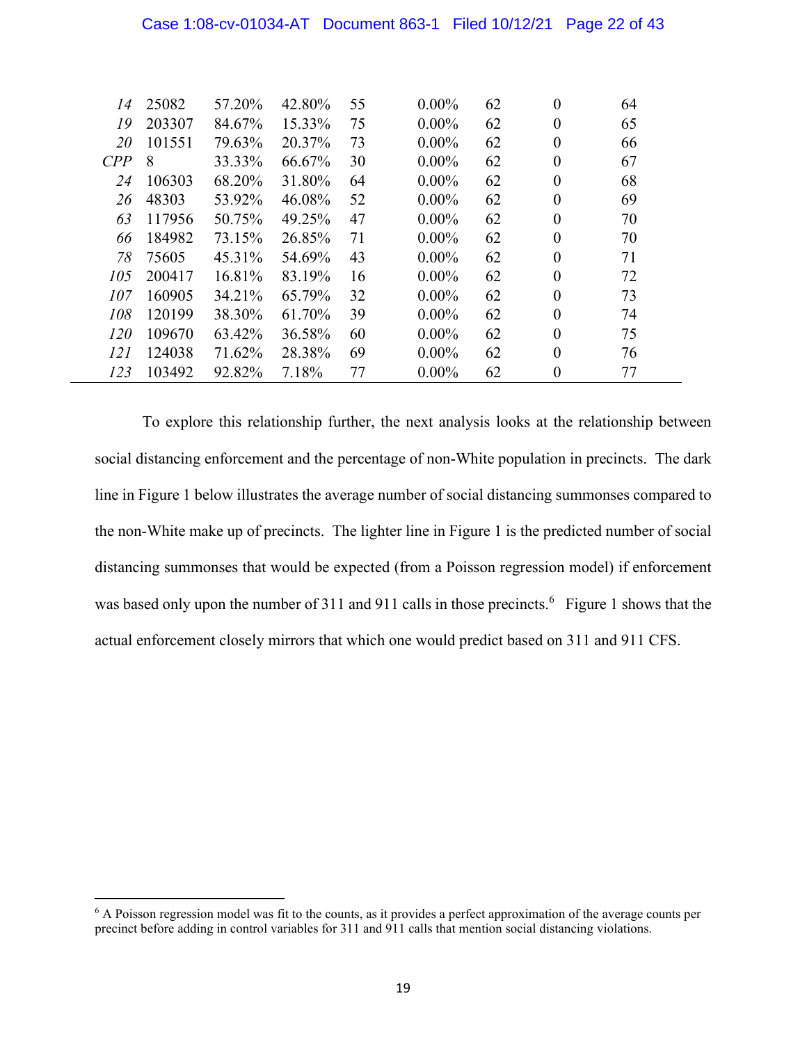| | | | | | | | | |
|---|---|---|---|---|---|---|---|---|
| *14* | 25082 | 57.20% | 42.80% | 55 | 0.00% | 62 | 0 | 64 |
| *19* | 203307 | 84.67% | 15.33% | 75 | 0.00% | 62 | 0 | 65 |
| *20* | 101551 | 79.63% | 20.37% | 73 | 0.00% | 62 | 0 | 66 |
| *CPP* | 8 | 33.33% | 66.67% | 30 | 0.00% | 62 | 0 | 67 |
| *24* | 106303 | 68.20% | 31.80% | 64 | 0.00% | 62 | 0 | 68 |
| *26* | 48303 | 53.92% | 46.08% | 52 | 0.00% | 62 | 0 | 69 |
| *63* | 117956 | 50.75% | 49.25% | 47 | 0.00% | 62 | 0 | 70 |
| *66* | 184982 | 73.15% | 26.85% | 71 | 0.00% | 62 | 0 | 70 |
| *78* | 75605 | 45.31% | 54.69% | 43 | 0.00% | 62 | 0 | 71 |
| *105* | 200417 | 16.81% | 83.19% | 16 | 0.00% | 62 | 0 | 72 |
| *107* | 160905 | 34.21% | 65.79% | 32 | 0.00% | 62 | 0 | 73 |
| *108* | 120199 | 38.30% | 61.70% | 39 | 0.00% | 62 | 0 | 74 |
| *120* | 109670 | 63.42% | 36.58% | 60 | 0.00% | 62 | 0 | 75 |
| *121* | 124038 | 71.62% | 28.38% | 69 | 0.00% | 62 | 0 | 76 |
| *123* | 103492 | 92.82% | 7.18% | 77 | 0.00% | 62 | 0 | 77 |

To explore this relationship further, the next analysis looks at the relationship between social distancing enforcement and the percentage of non-White population in precincts. The dark line in Figure 1 below illustrates the average number of social distancing summonses compared to the non-White make up of precincts. The lighter line in Figure 1 is the predicted number of social distancing summonses that would be expected (from a Poisson regression model) if enforcement was based only upon the number of 311 and 911 calls in those precincts.[6] Figure 1 shows that the actual enforcement closely mirrors that which one would predict based on 311 and 911 CFS.

[6] A Poisson regression model was fit to the counts, as it provides a perfect approximation of the average counts per precinct before adding in control variables for 311 and 911 calls that mention social distancing violations.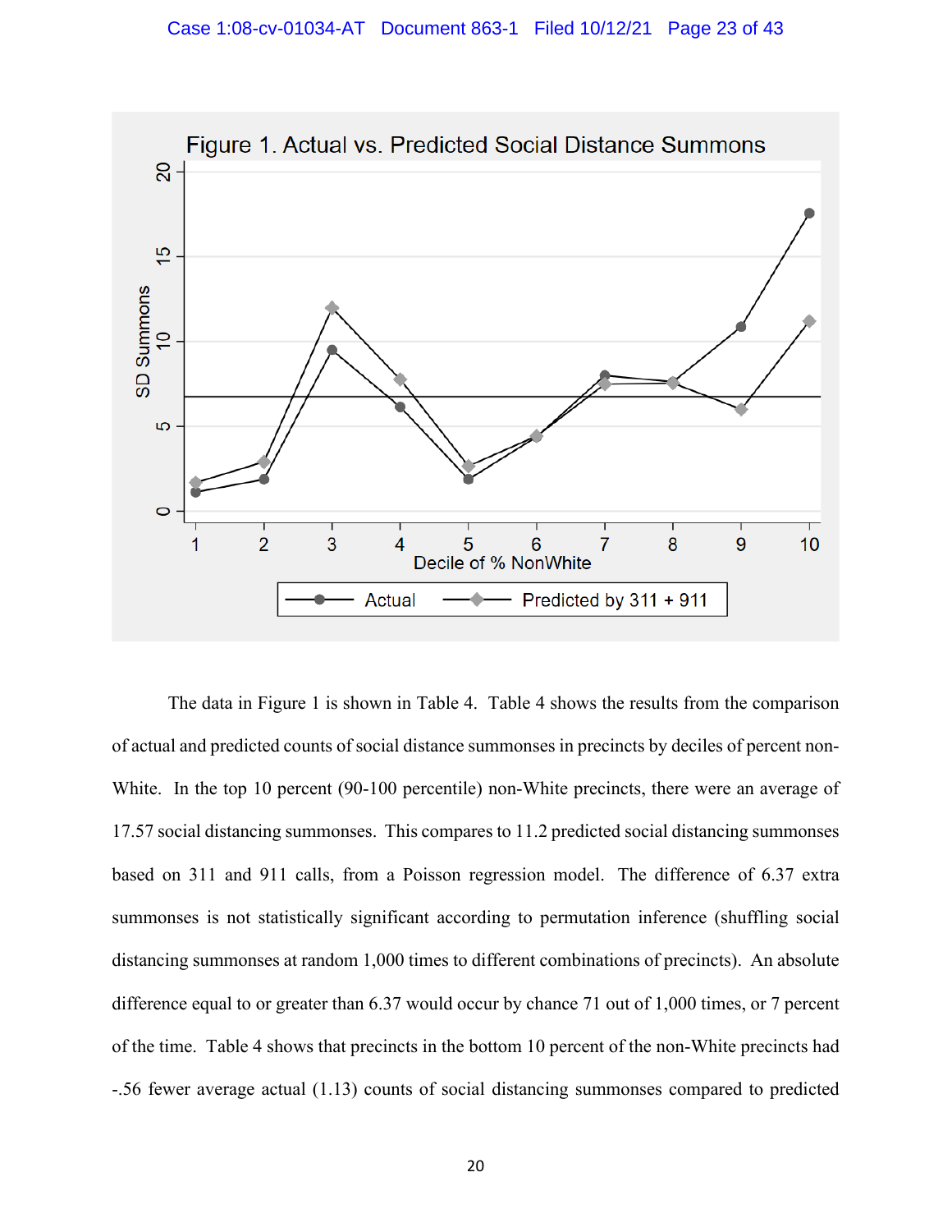Figure 1. Actual vs. Predicted Social Distance Summons

The data in Figure 1 is shown in Table 4. Table 4 shows the results from the comparison of actual and predicted counts of social distance summonses in precincts by deciles of percent non-White. In the top 10 percent (90-100 percentile) non-White precincts, there were an average of 17.57 social distancing summonses. This compares to 11.2 predicted social distancing summonses based on 311 and 911 calls, from a Poisson regression model. The difference of 6.37 extra summonses is not statistically significant according to permutation inference (shuffling social distancing summonses at random 1,000 times to different combinations of precincts). An absolute difference equal to or greater than 6.37 would occur by chance 71 out of 1,000 times, or 7 percent of the time. Table 4 shows that precincts in the bottom 10 percent of the non-White precincts had -.56 fewer average actual (1.13) counts of social distancing summonses compared to predicted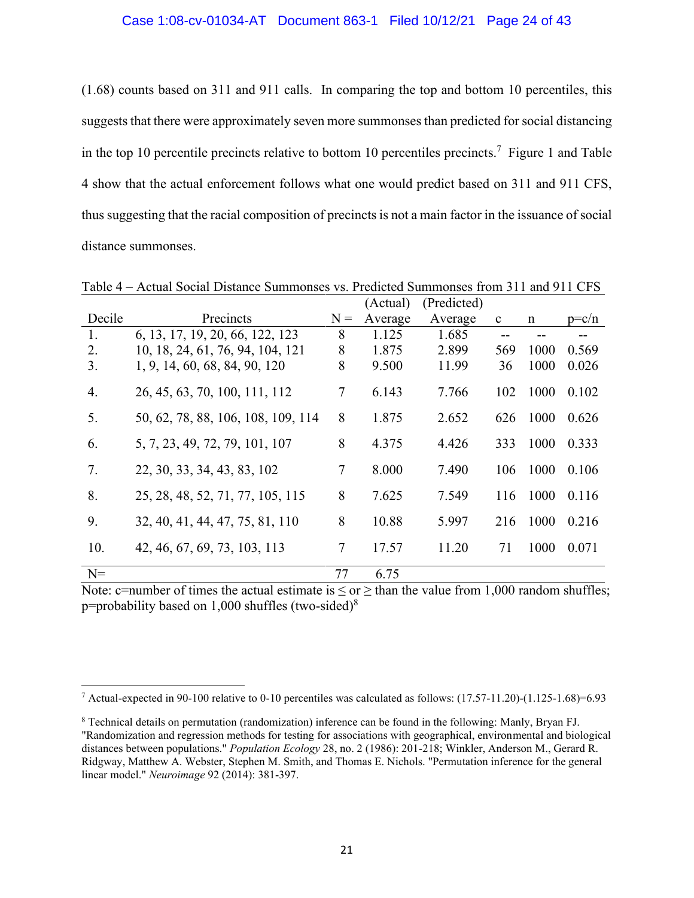(1.68) counts based on 311 and 911 calls. In comparing the top and bottom 10 percentiles, this suggests that there were approximately seven more summonses than predicted for social distancing in the top 10 percentile precincts relative to bottom 10 percentiles precincts.[7] Figure 1 and Table 4 show that the actual enforcement follows what one would predict based on 311 and 911 CFS, thus suggesting that the racial composition of precincts is not a main factor in the issuance of social distance summonses.

Table 4 – Actual Social Distance Summonses vs. Predicted Summonses from 311 and 911 CFS

| Decile | Precincts | N = | (Actual) Average | (Predicted) Average | c | n | p=c/n |
|---|---|---|---|---|---|---|---|
| 1. | 6, 13, 17, 19, 20, 66, 122, 123 | 8 | 1.125 | 1.685 | -- | -- | -- |
| 2. | 10, 18, 24, 61, 76, 94, 104, 121 | 8 | 1.875 | 2.899 | 569 | 1000 | 0.569 |
| 3. | 1, 9, 14, 60, 68, 84, 90, 120 | 8 | 9.500 | 11.99 | 36 | 1000 | 0.026 |
| 4. | 26, 45, 63, 70, 100, 111, 112 | 7 | 6.143 | 7.766 | 102 | 1000 | 0.102 |
| 5. | 50, 62, 78, 88, 106, 108, 109, 114 | 8 | 1.875 | 2.652 | 626 | 1000 | 0.626 |
| 6. | 5, 7, 23, 49, 72, 79, 101, 107 | 8 | 4.375 | 4.426 | 333 | 1000 | 0.333 |
| 7. | 22, 30, 33, 34, 43, 83, 102 | 7 | 8.000 | 7.490 | 106 | 1000 | 0.106 |
| 8. | 25, 28, 48, 52, 71, 77, 105, 115 | 8 | 7.625 | 7.549 | 116 | 1000 | 0.116 |
| 9. | 32, 40, 41, 44, 47, 75, 81, 110 | 8 | 10.88 | 5.997 | 216 | 1000 | 0.216 |
| 10. | 42, 46, 67, 69, 73, 103, 113 | 7 | 17.57 | 11.20 | 71 | 1000 | 0.071 |
| N= | | 77 | 6.75 | | | | |

Note: c=number of times the actual estimate is ≤ or ≥ than the value from 1,000 random shuffles; p=probability based on 1,000 shuffles (two-sided)[8]

---

[7] Actual-expected in 90-100 relative to 0-10 percentiles was calculated as follows: (17.57-11.20)-(1.125-1.68)=6.93

[8] Technical details on permutation (randomization) inference can be found in the following: Manly, Bryan FJ. "Randomization and regression methods for testing for associations with geographical, environmental and biological distances between populations." *Population Ecology* 28, no. 2 (1986): 201-218; Winkler, Anderson M., Gerard R. Ridgway, Matthew A. Webster, Stephen M. Smith, and Thomas E. Nichols. "Permutation inference for the general linear model." *Neuroimage* 92 (2014): 381-397.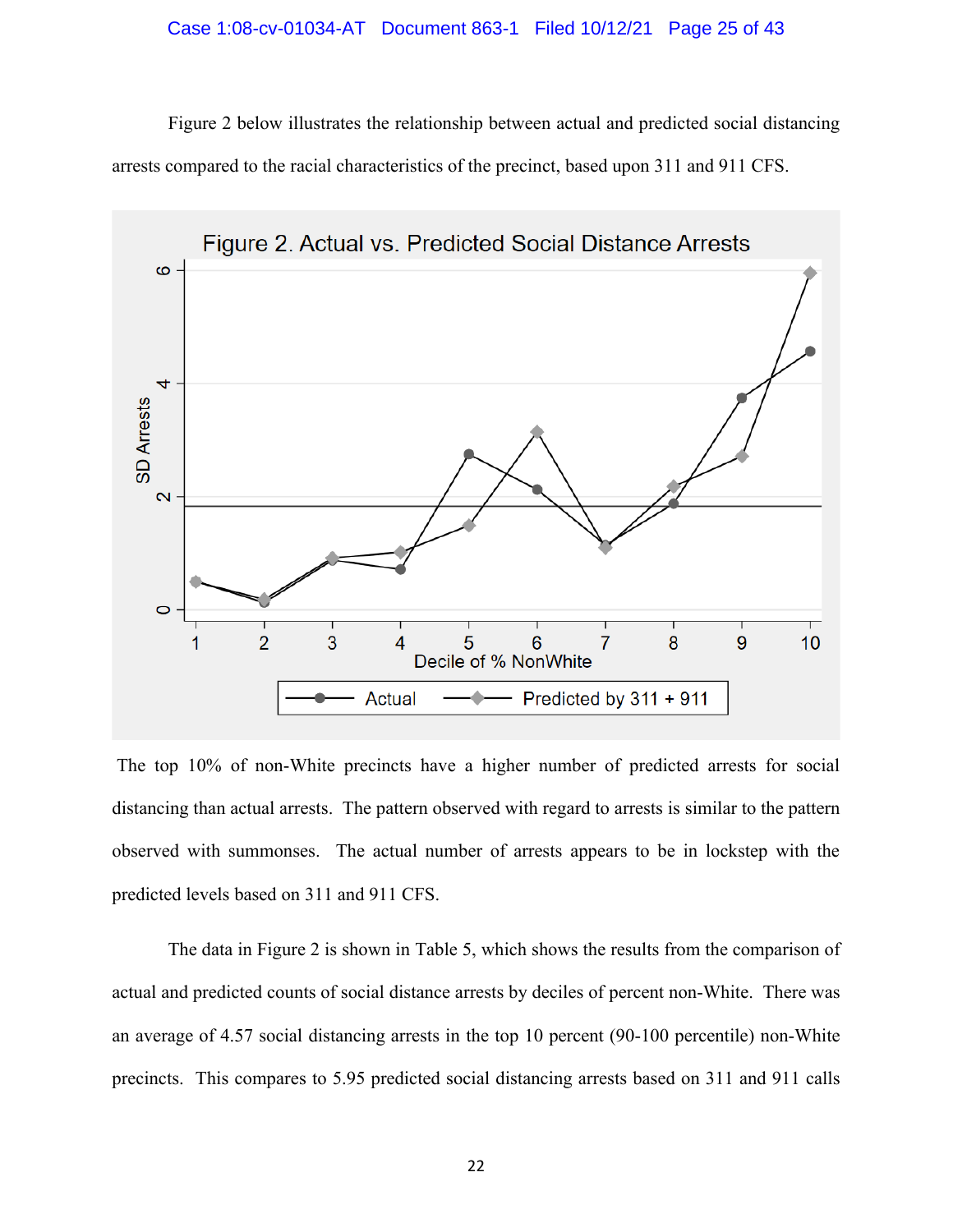Figure 2 below illustrates the relationship between actual and predicted social distancing arrests compared to the racial characteristics of the precinct, based upon 311 and 911 CFS.

Figure 2. Actual vs. Predicted Social Distance Arrests

The top 10% of non-White precincts have a higher number of predicted arrests for social distancing than actual arrests. The pattern observed with regard to arrests is similar to the pattern observed with summonses. The actual number of arrests appears to be in lockstep with the predicted levels based on 311 and 911 CFS.

The data in Figure 2 is shown in Table 5, which shows the results from the comparison of actual and predicted counts of social distance arrests by deciles of percent non-White. There was an average of 4.57 social distancing arrests in the top 10 percent (90-100 percentile) non-White precincts. This compares to 5.95 predicted social distancing arrests based on 311 and 911 calls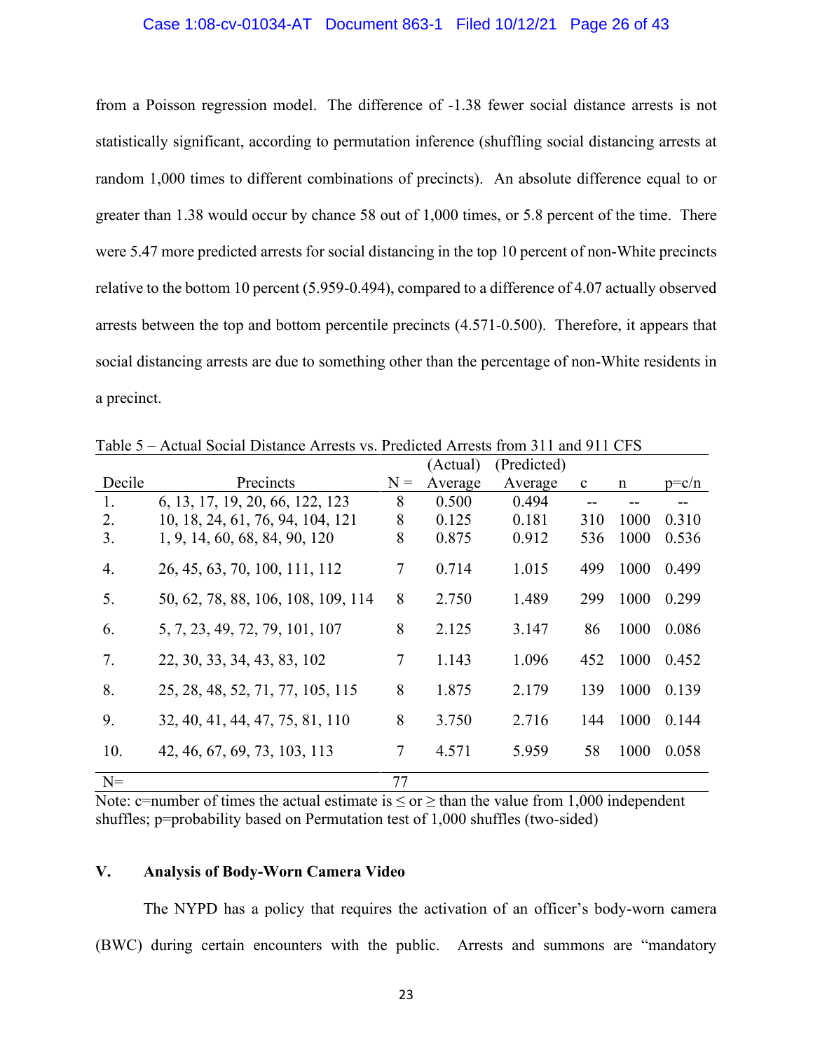from a Poisson regression model. The difference of -1.38 fewer social distance arrests is not statistically significant, according to permutation inference (shuffling social distancing arrests at random 1,000 times to different combinations of precincts). An absolute difference equal to or greater than 1.38 would occur by chance 58 out of 1,000 times, or 5.8 percent of the time. There were 5.47 more predicted arrests for social distancing in the top 10 percent of non-White precincts relative to the bottom 10 percent (5.959-0.494), compared to a difference of 4.07 actually observed arrests between the top and bottom percentile precincts (4.571-0.500). Therefore, it appears that social distancing arrests are due to something other than the percentage of non-White residents in a precinct.

Table 5 – Actual Social Distance Arrests vs. Predicted Arrests from 311 and 911 CFS

| Decile | Precincts | N = | (Actual) Average | (Predicted) Average | c | n | p=c/n |
|---|---|---|---|---|---|---|---|
| 1. | 6, 13, 17, 19, 20, 66, 122, 123 | 8 | 0.500 | 0.494 | -- | -- | -- |
| 2. | 10, 18, 24, 61, 76, 94, 104, 121 | 8 | 0.125 | 0.181 | 310 | 1000 | 0.310 |
| 3. | 1, 9, 14, 60, 68, 84, 90, 120 | 8 | 0.875 | 0.912 | 536 | 1000 | 0.536 |
| 4. | 26, 45, 63, 70, 100, 111, 112 | 7 | 0.714 | 1.015 | 499 | 1000 | 0.499 |
| 5. | 50, 62, 78, 88, 106, 108, 109, 114 | 8 | 2.750 | 1.489 | 299 | 1000 | 0.299 |
| 6. | 5, 7, 23, 49, 72, 79, 101, 107 | 8 | 2.125 | 3.147 | 86 | 1000 | 0.086 |
| 7. | 22, 30, 33, 34, 43, 83, 102 | 7 | 1.143 | 1.096 | 452 | 1000 | 0.452 |
| 8. | 25, 28, 48, 52, 71, 77, 105, 115 | 8 | 1.875 | 2.179 | 139 | 1000 | 0.139 |
| 9. | 32, 40, 41, 44, 47, 75, 81, 110 | 8 | 3.750 | 2.716 | 144 | 1000 | 0.144 |
| 10. | 42, 46, 67, 69, 73, 103, 113 | 7 | 4.571 | 5.959 | 58 | 1000 | 0.058 |
| N= | | 77 | | | | | |

Note: c=number of times the actual estimate is ≤ or ≥ than the value from 1,000 independent shuffles; p=probability based on Permutation test of 1,000 shuffles (two-sided)

## V. Analysis of Body-Worn Camera Video

The NYPD has a policy that requires the activation of an officer's body-worn camera (BWC) during certain encounters with the public. Arrests and summons are "mandatory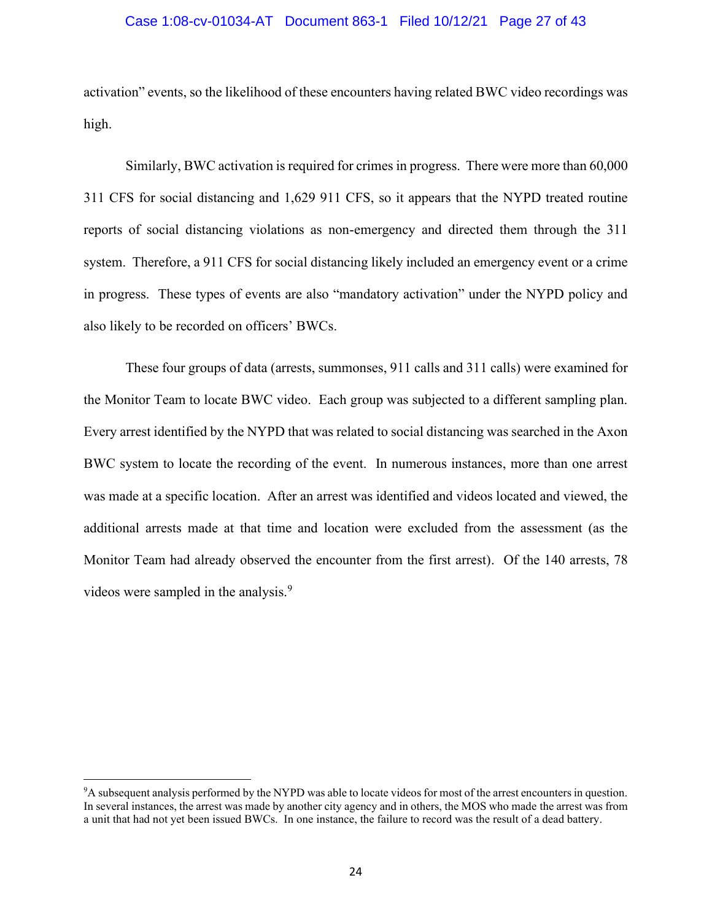activation" events, so the likelihood of these encounters having related BWC video recordings was high.

Similarly, BWC activation is required for crimes in progress. There were more than 60,000 311 CFS for social distancing and 1,629 911 CFS, so it appears that the NYPD treated routine reports of social distancing violations as non-emergency and directed them through the 311 system. Therefore, a 911 CFS for social distancing likely included an emergency event or a crime in progress. These types of events are also "mandatory activation" under the NYPD policy and also likely to be recorded on officers' BWCs.

These four groups of data (arrests, summonses, 911 calls and 311 calls) were examined for the Monitor Team to locate BWC video. Each group was subjected to a different sampling plan. Every arrest identified by the NYPD that was related to social distancing was searched in the Axon BWC system to locate the recording of the event. In numerous instances, more than one arrest was made at a specific location. After an arrest was identified and videos located and viewed, the additional arrests made at that time and location were excluded from the assessment (as the Monitor Team had already observed the encounter from the first arrest). Of the 140 arrests, 78 videos were sampled in the analysis.[9]

[9] A subsequent analysis performed by the NYPD was able to locate videos for most of the arrest encounters in question. In several instances, the arrest was made by another city agency and in others, the MOS who made the arrest was from a unit that had not yet been issued BWCs. In one instance, the failure to record was the result of a dead battery.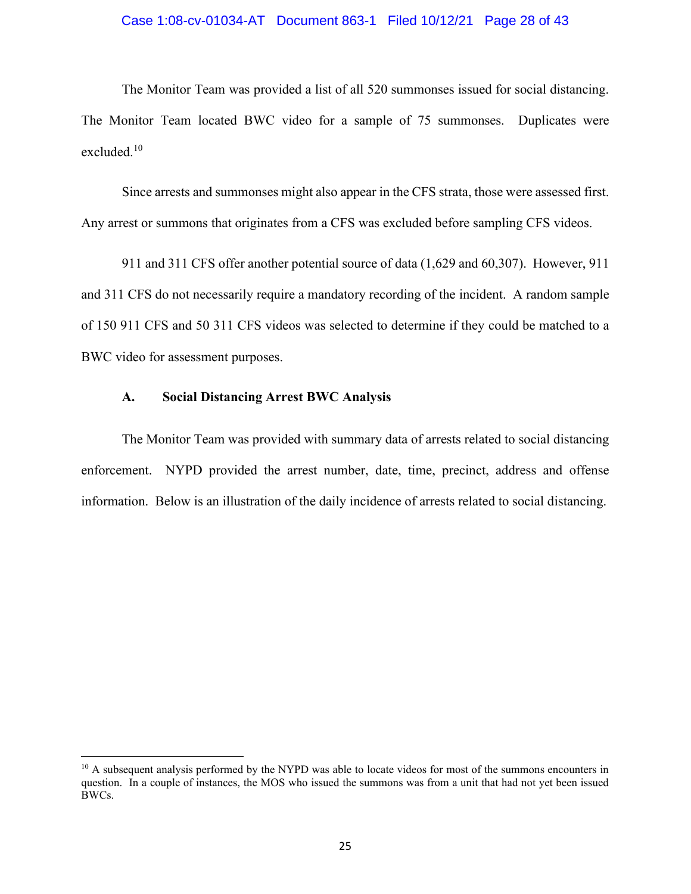The Monitor Team was provided a list of all 520 summonses issued for social distancing. The Monitor Team located BWC video for a sample of 75 summonses. Duplicates were excluded.[10]

Since arrests and summonses might also appear in the CFS strata, those were assessed first. Any arrest or summons that originates from a CFS was excluded before sampling CFS videos.

911 and 311 CFS offer another potential source of data (1,629 and 60,307). However, 911 and 311 CFS do not necessarily require a mandatory recording of the incident. A random sample of 150 911 CFS and 50 311 CFS videos was selected to determine if they could be matched to a BWC video for assessment purposes.

### A. Social Distancing Arrest BWC Analysis

The Monitor Team was provided with summary data of arrests related to social distancing enforcement. NYPD provided the arrest number, date, time, precinct, address and offense information. Below is an illustration of the daily incidence of arrests related to social distancing.

---

[10] A subsequent analysis performed by the NYPD was able to locate videos for most of the summons encounters in question. In a couple of instances, the MOS who issued the summons was from a unit that had not yet been issued BWCs.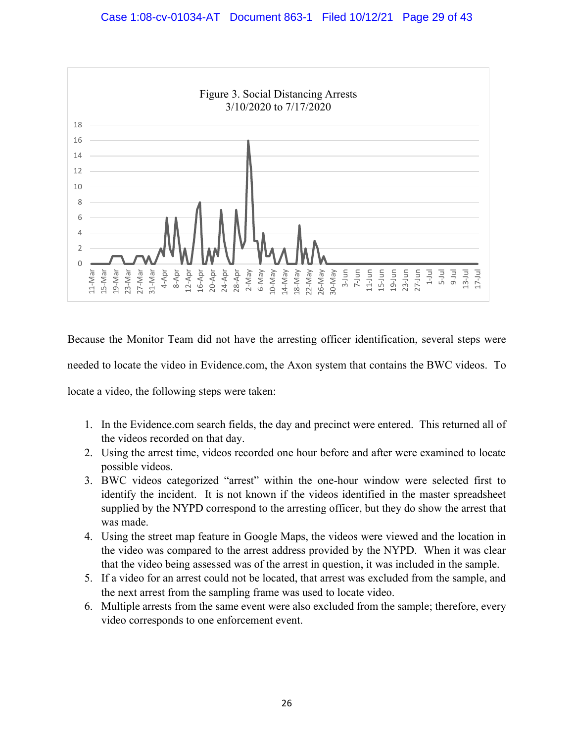Figure 3. Social Distancing Arrests
3/10/2020 to 7/17/2020

Because the Monitor Team did not have the arresting officer identification, several steps were needed to locate the video in Evidence.com, the Axon system that contains the BWC videos. To locate a video, the following steps were taken:

1. In the Evidence.com search fields, the day and precinct were entered. This returned all of the videos recorded on that day.
2. Using the arrest time, videos recorded one hour before and after were examined to locate possible videos.
3. BWC videos categorized "arrest" within the one-hour window were selected first to identify the incident. It is not known if the videos identified in the master spreadsheet supplied by the NYPD correspond to the arresting officer, but they do show the arrest that was made.
4. Using the street map feature in Google Maps, the videos were viewed and the location in the video was compared to the arrest address provided by the NYPD. When it was clear that the video being assessed was of the arrest in question, it was included in the sample.
5. If a video for an arrest could not be located, that arrest was excluded from the sample, and the next arrest from the sampling frame was used to locate video.
6. Multiple arrests from the same event were also excluded from the sample; therefore, every video corresponds to one enforcement event.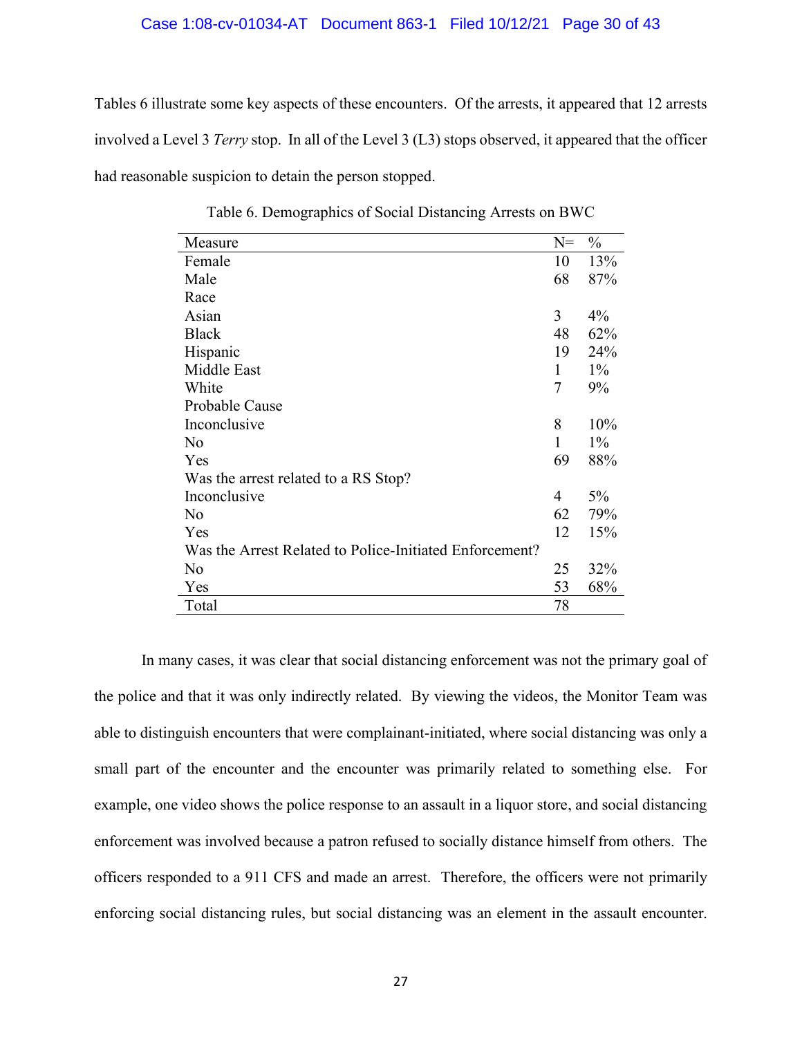Tables 6 illustrate some key aspects of these encounters. Of the arrests, it appeared that 12 arrests involved a Level 3 *Terry* stop. In all of the Level 3 (L3) stops observed, it appeared that the officer had reasonable suspicion to detain the person stopped.

Table 6. Demographics of Social Distancing Arrests on BWC

| Measure | N= | % |
|---|---|---|
| Female | 10 | 13% |
| Male | 68 | 87% |
| Race | | |
| Asian | 3 | 4% |
| Black | 48 | 62% |
| Hispanic | 19 | 24% |
| Middle East | 1 | 1% |
| White | 7 | 9% |
| Probable Cause | | |
| Inconclusive | 8 | 10% |
| No | 1 | 1% |
| Yes | 69 | 88% |
| Was the arrest related to a RS Stop? | | |
| Inconclusive | 4 | 5% |
| No | 62 | 79% |
| Yes | 12 | 15% |
| Was the Arrest Related to Police-Initiated Enforcement? | | |
| No | 25 | 32% |
| Yes | 53 | 68% |
| Total | 78 | |

In many cases, it was clear that social distancing enforcement was not the primary goal of the police and that it was only indirectly related. By viewing the videos, the Monitor Team was able to distinguish encounters that were complainant-initiated, where social distancing was only a small part of the encounter and the encounter was primarily related to something else. For example, one video shows the police response to an assault in a liquor store, and social distancing enforcement was involved because a patron refused to socially distance himself from others. The officers responded to a 911 CFS and made an arrest. Therefore, the officers were not primarily enforcing social distancing rules, but social distancing was an element in the assault encounter.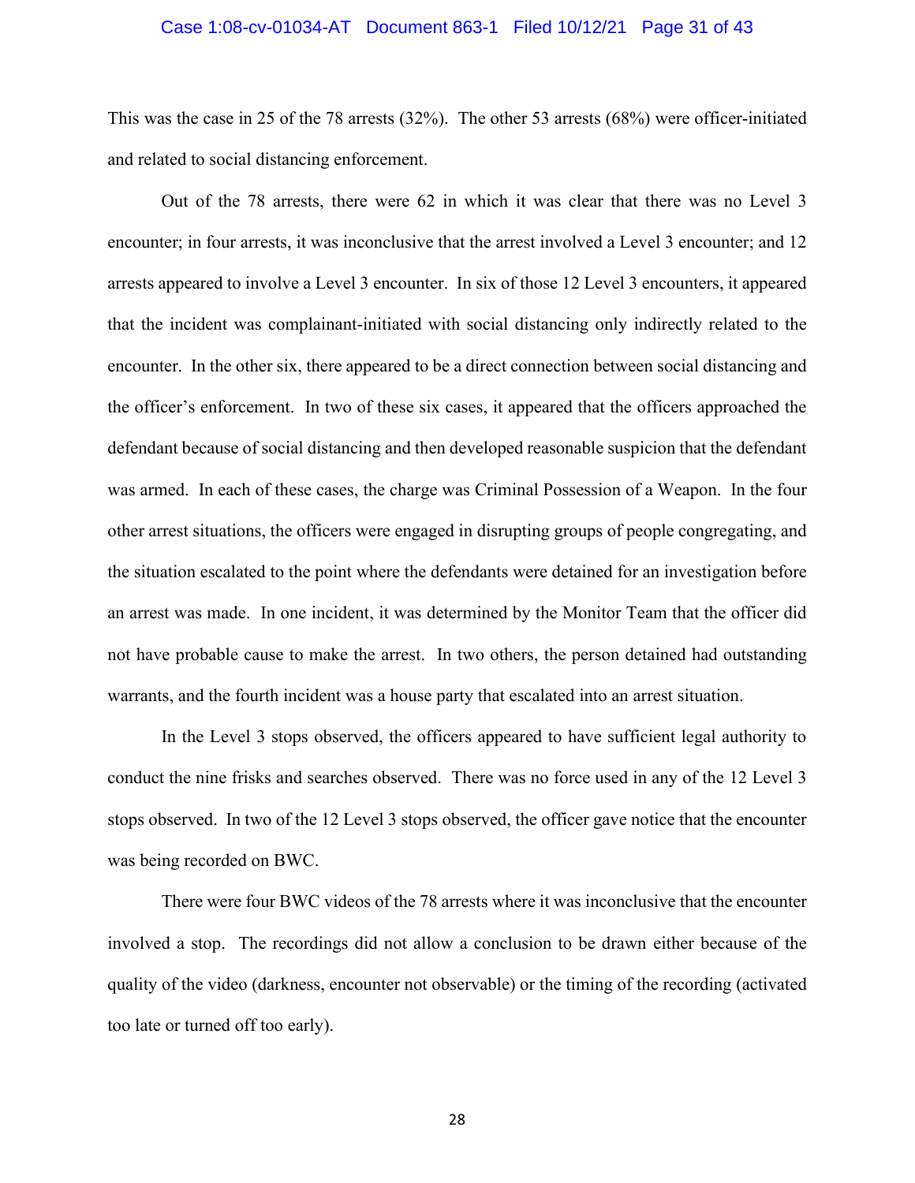This was the case in 25 of the 78 arrests (32%). The other 53 arrests (68%) were officer-initiated and related to social distancing enforcement.

Out of the 78 arrests, there were 62 in which it was clear that there was no Level 3 encounter; in four arrests, it was inconclusive that the arrest involved a Level 3 encounter; and 12 arrests appeared to involve a Level 3 encounter. In six of those 12 Level 3 encounters, it appeared that the incident was complainant-initiated with social distancing only indirectly related to the encounter. In the other six, there appeared to be a direct connection between social distancing and the officer's enforcement. In two of these six cases, it appeared that the officers approached the defendant because of social distancing and then developed reasonable suspicion that the defendant was armed. In each of these cases, the charge was Criminal Possession of a Weapon. In the four other arrest situations, the officers were engaged in disrupting groups of people congregating, and the situation escalated to the point where the defendants were detained for an investigation before an arrest was made. In one incident, it was determined by the Monitor Team that the officer did not have probable cause to make the arrest. In two others, the person detained had outstanding warrants, and the fourth incident was a house party that escalated into an arrest situation.

In the Level 3 stops observed, the officers appeared to have sufficient legal authority to conduct the nine frisks and searches observed. There was no force used in any of the 12 Level 3 stops observed. In two of the 12 Level 3 stops observed, the officer gave notice that the encounter was being recorded on BWC.

There were four BWC videos of the 78 arrests where it was inconclusive that the encounter involved a stop. The recordings did not allow a conclusion to be drawn either because of the quality of the video (darkness, encounter not observable) or the timing of the recording (activated too late or turned off too early).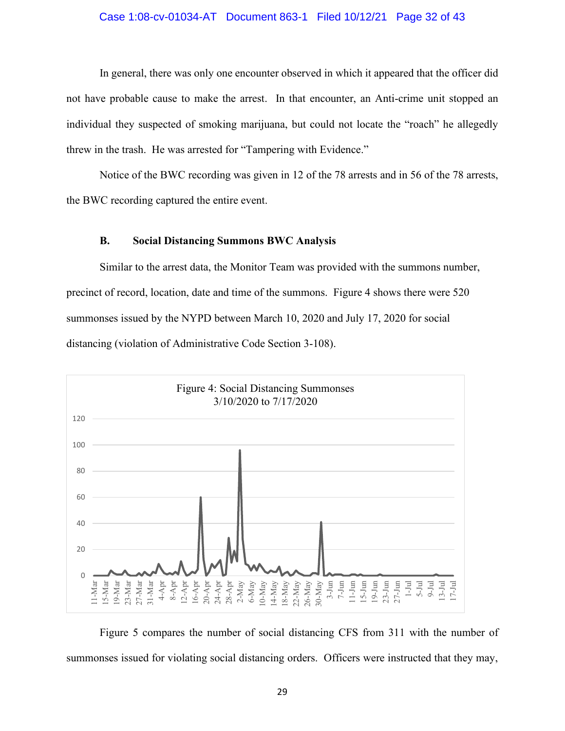In general, there was only one encounter observed in which it appeared that the officer did not have probable cause to make the arrest. In that encounter, an Anti-crime unit stopped an individual they suspected of smoking marijuana, but could not locate the "roach" he allegedly threw in the trash. He was arrested for "Tampering with Evidence."

Notice of the BWC recording was given in 12 of the 78 arrests and in 56 of the 78 arrests, the BWC recording captured the entire event.

### B. Social Distancing Summons BWC Analysis

Similar to the arrest data, the Monitor Team was provided with the summons number, precinct of record, location, date and time of the summons. Figure 4 shows there were 520 summonses issued by the NYPD between March 10, 2020 and July 17, 2020 for social distancing (violation of Administrative Code Section 3-108).

Figure 4: Social Distancing Summonses
3/10/2020 to 7/17/2020

Figure 5 compares the number of social distancing CFS from 311 with the number of summonses issued for violating social distancing orders. Officers were instructed that they may,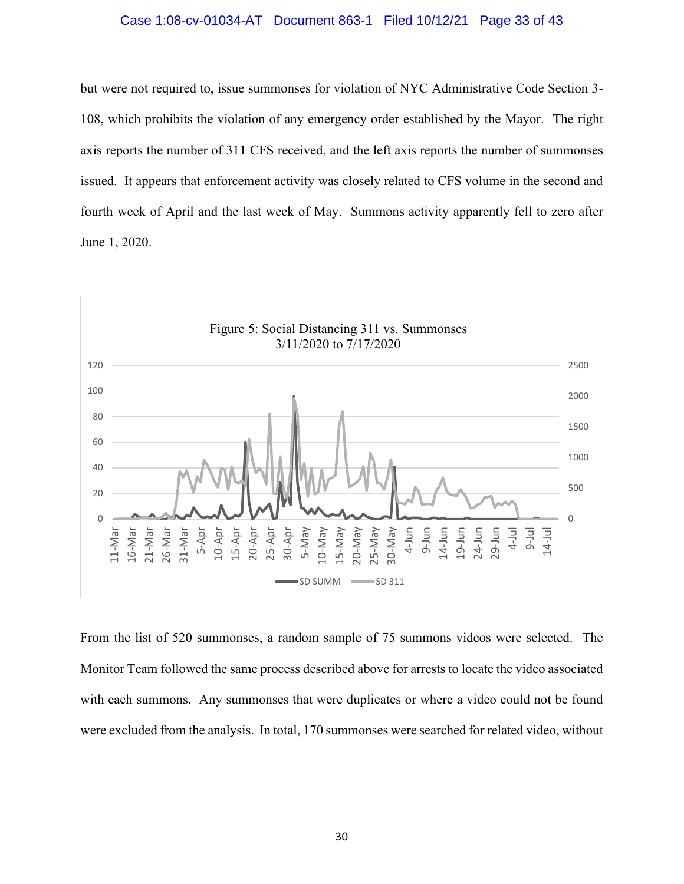but were not required to, issue summonses for violation of NYC Administrative Code Section 3-108, which prohibits the violation of any emergency order established by the Mayor. The right axis reports the number of 311 CFS received, and the left axis reports the number of summonses issued. It appears that enforcement activity was closely related to CFS volume in the second and fourth week of April and the last week of May. Summons activity apparently fell to zero after June 1, 2020.

Figure 5: Social Distancing 311 vs. Summonses
3/11/2020 to 7/17/2020

From the list of 520 summonses, a random sample of 75 summons videos were selected. The Monitor Team followed the same process described above for arrests to locate the video associated with each summons. Any summonses that were duplicates or where a video could not be found were excluded from the analysis. In total, 170 summonses were searched for related video, without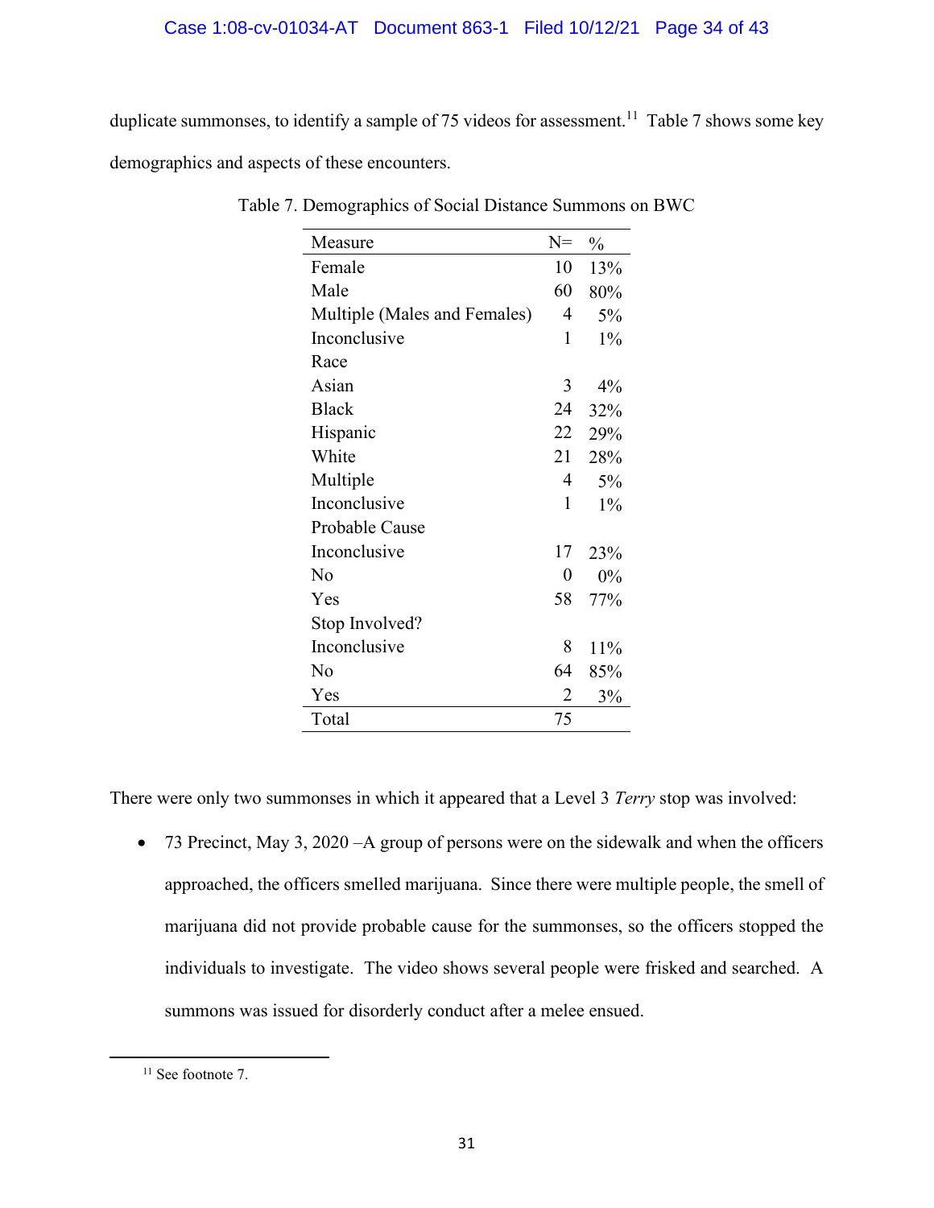duplicate summonses, to identify a sample of 75 videos for assessment.[11] Table 7 shows some key demographics and aspects of these encounters.

Table 7. Demographics of Social Distance Summons on BWC

| Measure | N= | % |
|---|---|---|
| Female | 10 | 13% |
| Male | 60 | 80% |
| Multiple (Males and Females) | 4 | 5% |
| Inconclusive | 1 | 1% |
| Race | | |
| Asian | 3 | 4% |
| Black | 24 | 32% |
| Hispanic | 22 | 29% |
| White | 21 | 28% |
| Multiple | 4 | 5% |
| Inconclusive | 1 | 1% |
| Probable Cause | | |
| Inconclusive | 17 | 23% |
| No | 0 | 0% |
| Yes | 58 | 77% |
| Stop Involved? | | |
| Inconclusive | 8 | 11% |
| No | 64 | 85% |
| Yes | 2 | 3% |
| Total | 75 | |

There were only two summonses in which it appeared that a Level 3 *Terry* stop was involved:

- 73 Precinct, May 3, 2020 –A group of persons were on the sidewalk and when the officers approached, the officers smelled marijuana. Since there were multiple people, the smell of marijuana did not provide probable cause for the summonses, so the officers stopped the individuals to investigate. The video shows several people were frisked and searched. A summons was issued for disorderly conduct after a melee ensued.

---

[11] See footnote 7.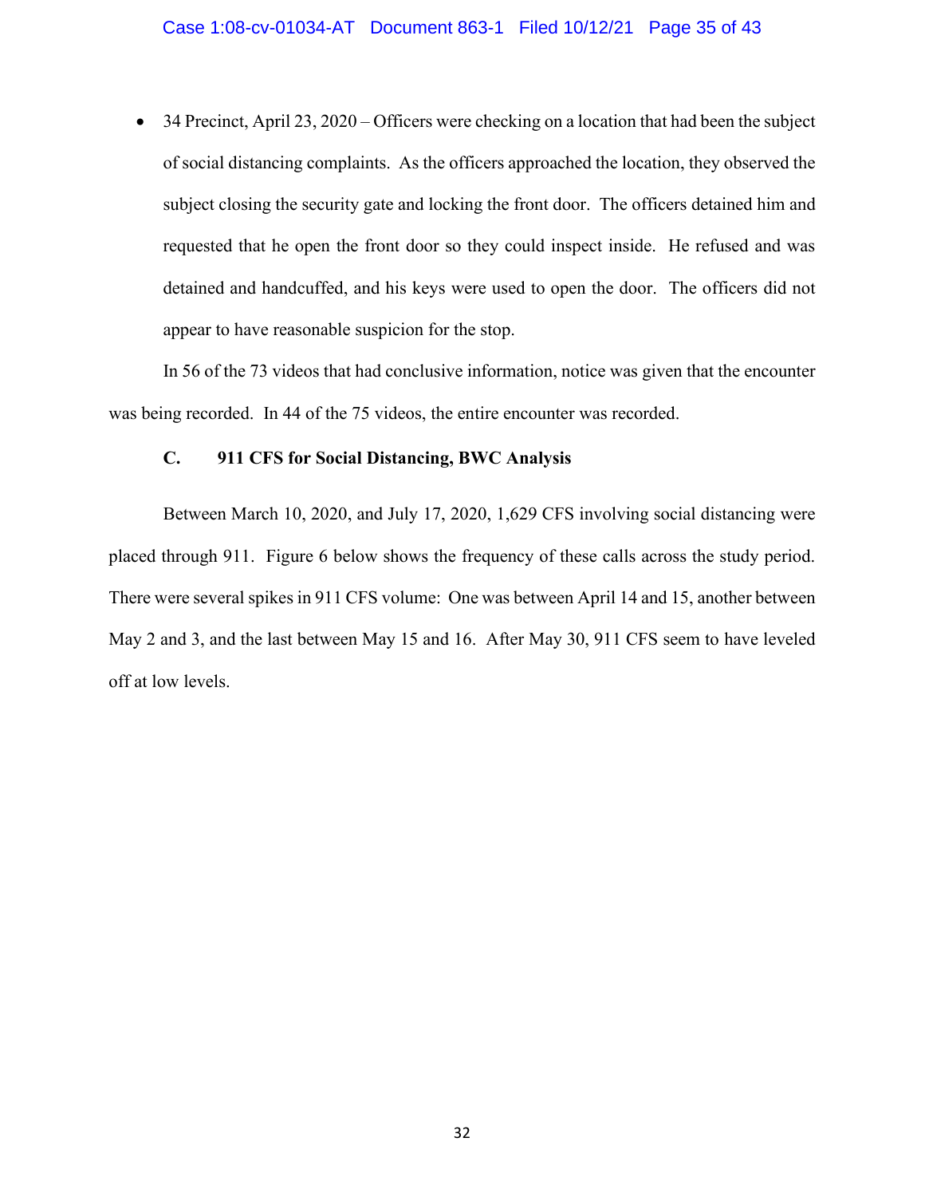- 34 Precinct, April 23, 2020 – Officers were checking on a location that had been the subject of social distancing complaints. As the officers approached the location, they observed the subject closing the security gate and locking the front door. The officers detained him and requested that he open the front door so they could inspect inside. He refused and was detained and handcuffed, and his keys were used to open the door. The officers did not appear to have reasonable suspicion for the stop.

In 56 of the 73 videos that had conclusive information, notice was given that the encounter was being recorded. In 44 of the 75 videos, the entire encounter was recorded.

### C. 911 CFS for Social Distancing, BWC Analysis

Between March 10, 2020, and July 17, 2020, 1,629 CFS involving social distancing were placed through 911. Figure 6 below shows the frequency of these calls across the study period. There were several spikes in 911 CFS volume: One was between April 14 and 15, another between May 2 and 3, and the last between May 15 and 16. After May 30, 911 CFS seem to have leveled off at low levels.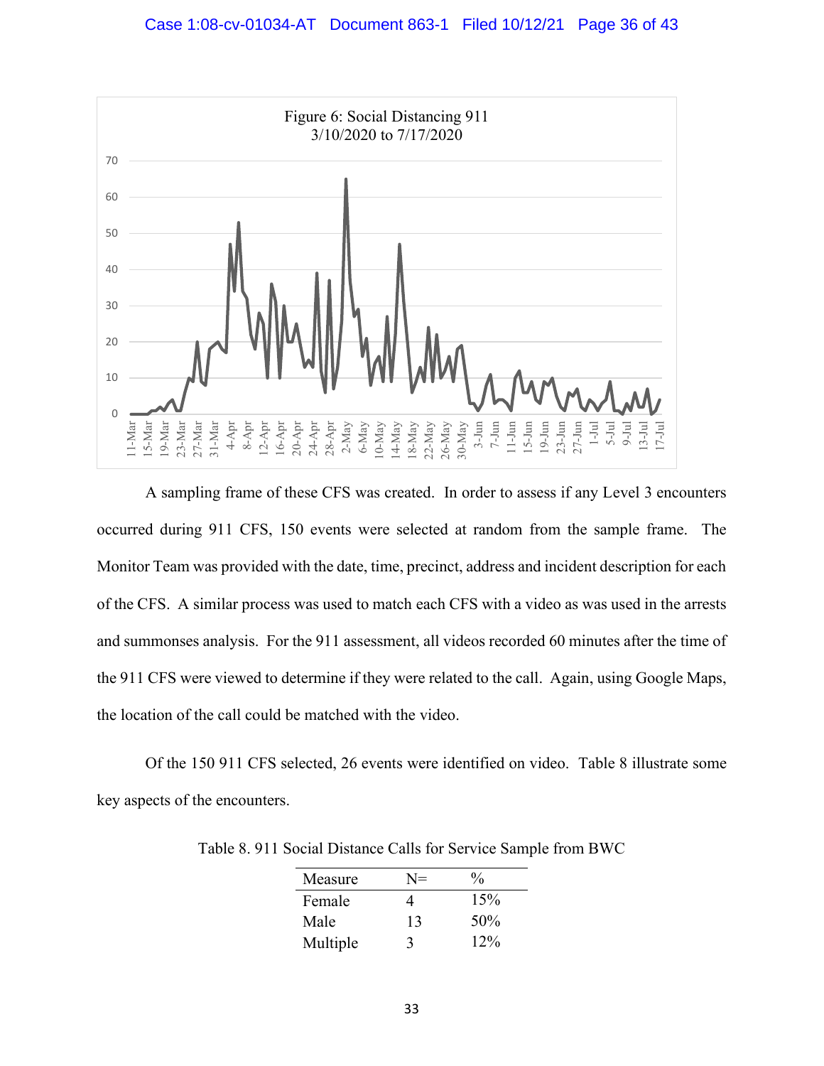Figure 6: Social Distancing 911
3/10/2020 to 7/17/2020

A sampling frame of these CFS was created. In order to assess if any Level 3 encounters occurred during 911 CFS, 150 events were selected at random from the sample frame. The Monitor Team was provided with the date, time, precinct, address and incident description for each of the CFS. A similar process was used to match each CFS with a video as was used in the arrests and summonses analysis. For the 911 assessment, all videos recorded 60 minutes after the time of the 911 CFS were viewed to determine if they were related to the call. Again, using Google Maps, the location of the call could be matched with the video.

Of the 150 911 CFS selected, 26 events were identified on video. Table 8 illustrate some key aspects of the encounters.

Table 8. 911 Social Distance Calls for Service Sample from BWC

| Measure | N= | % |
|---|---|---|
| Female | 4 | 15% |
| Male | 13 | 50% |
| Multiple | 3 | 12% |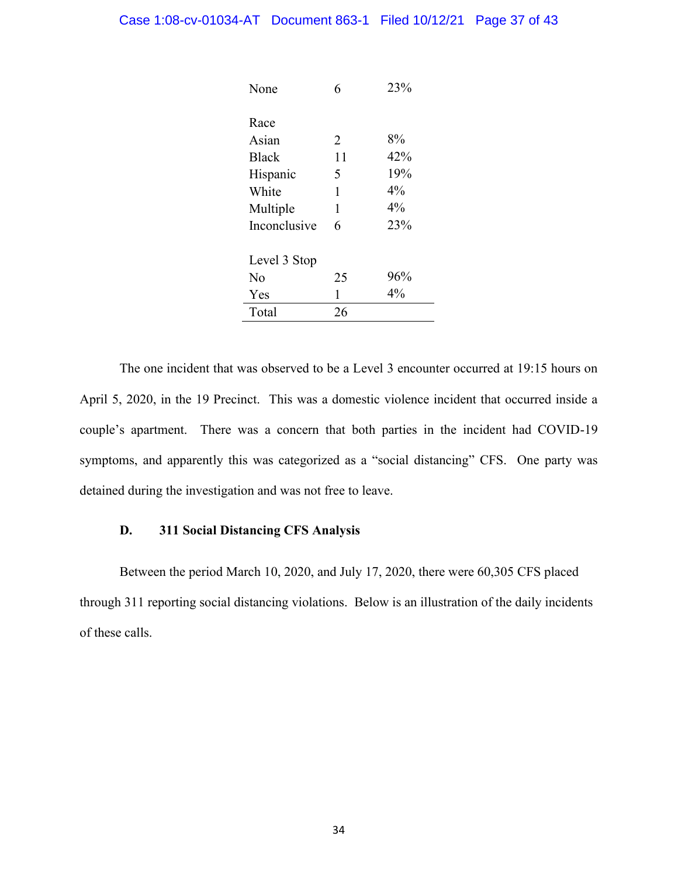| | | |
|---|---|---|
| None | 6 | 23% |
| | | |
| Race | | |
| Asian | 2 | 8% |
| Black | 11 | 42% |
| Hispanic | 5 | 19% |
| White | 1 | 4% |
| Multiple | 1 | 4% |
| Inconclusive | 6 | 23% |
| | | |
| Level 3 Stop | | |
| No | 25 | 96% |
| Yes | 1 | 4% |
| Total | 26 | |

The one incident that was observed to be a Level 3 encounter occurred at 19:15 hours on April 5, 2020, in the 19 Precinct. This was a domestic violence incident that occurred inside a couple's apartment. There was a concern that both parties in the incident had COVID-19 symptoms, and apparently this was categorized as a "social distancing" CFS. One party was detained during the investigation and was not free to leave.

### D. 311 Social Distancing CFS Analysis

Between the period March 10, 2020, and July 17, 2020, there were 60,305 CFS placed through 311 reporting social distancing violations. Below is an illustration of the daily incidents of these calls.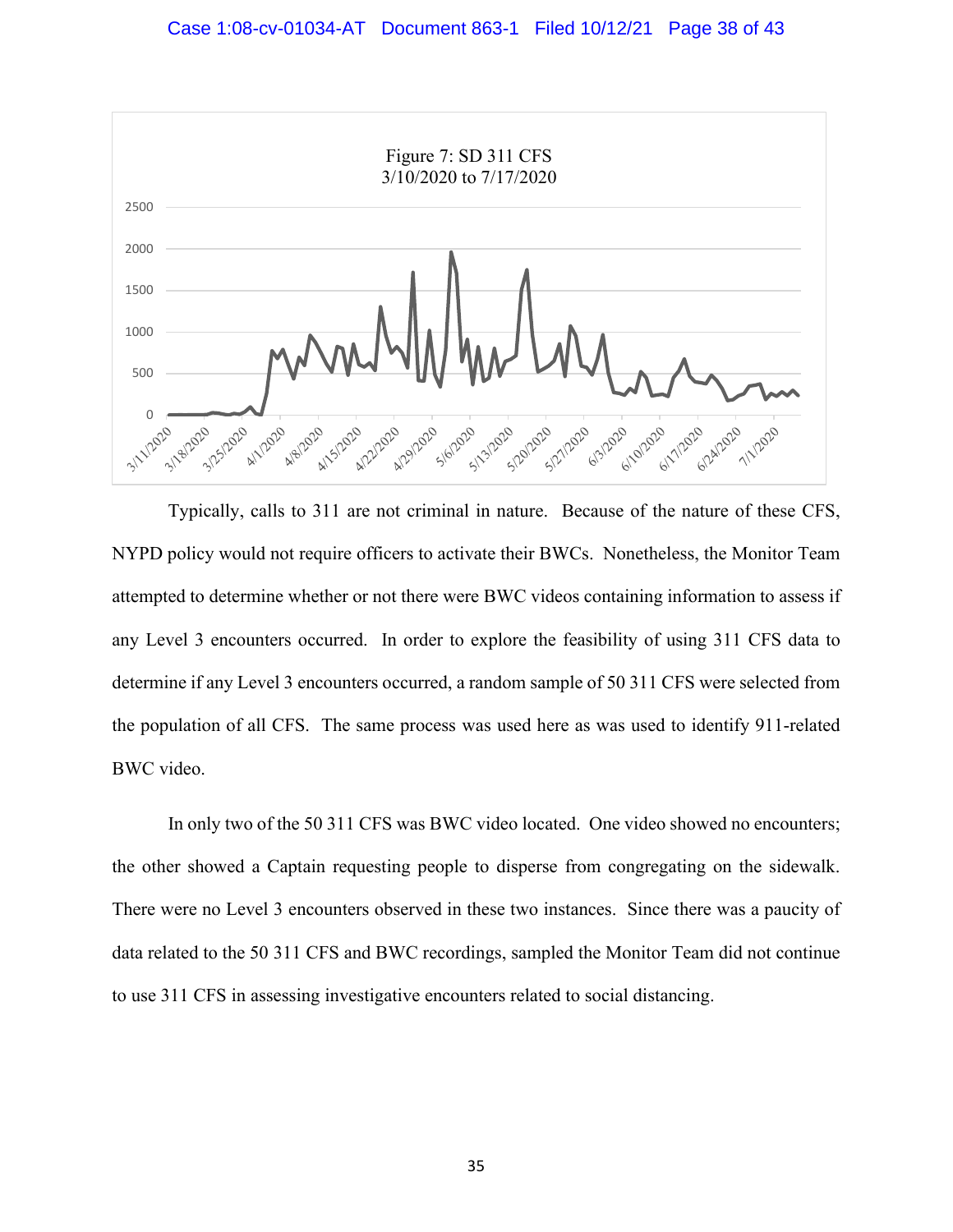Figure 7: SD 311 CFS
3/10/2020 to 7/17/2020

Typically, calls to 311 are not criminal in nature. Because of the nature of these CFS, NYPD policy would not require officers to activate their BWCs. Nonetheless, the Monitor Team attempted to determine whether or not there were BWC videos containing information to assess if any Level 3 encounters occurred. In order to explore the feasibility of using 311 CFS data to determine if any Level 3 encounters occurred, a random sample of 50 311 CFS were selected from the population of all CFS. The same process was used here as was used to identify 911-related BWC video.

In only two of the 50 311 CFS was BWC video located. One video showed no encounters; the other showed a Captain requesting people to disperse from congregating on the sidewalk. There were no Level 3 encounters observed in these two instances. Since there was a paucity of data related to the 50 311 CFS and BWC recordings, sampled the Monitor Team did not continue to use 311 CFS in assessing investigative encounters related to social distancing.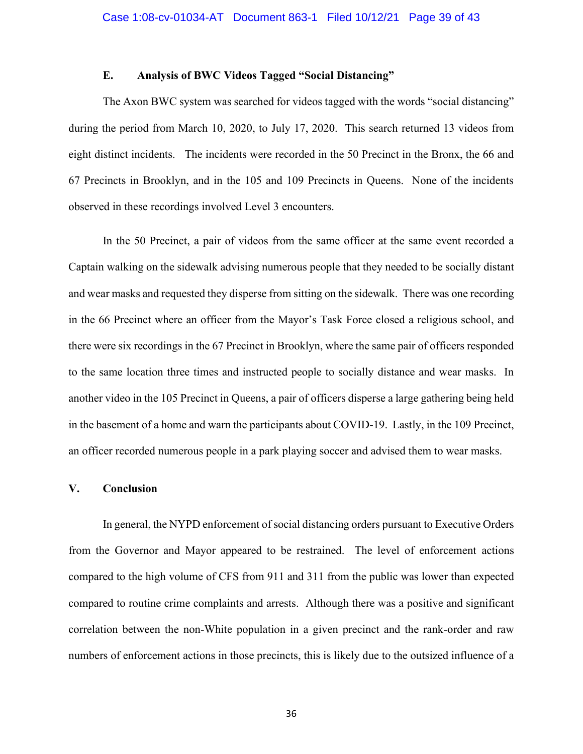### E. Analysis of BWC Videos Tagged "Social Distancing"

The Axon BWC system was searched for videos tagged with the words "social distancing" during the period from March 10, 2020, to July 17, 2020. This search returned 13 videos from eight distinct incidents. The incidents were recorded in the 50 Precinct in the Bronx, the 66 and 67 Precincts in Brooklyn, and in the 105 and 109 Precincts in Queens. None of the incidents observed in these recordings involved Level 3 encounters.

In the 50 Precinct, a pair of videos from the same officer at the same event recorded a Captain walking on the sidewalk advising numerous people that they needed to be socially distant and wear masks and requested they disperse from sitting on the sidewalk. There was one recording in the 66 Precinct where an officer from the Mayor's Task Force closed a religious school, and there were six recordings in the 67 Precinct in Brooklyn, where the same pair of officers responded to the same location three times and instructed people to socially distance and wear masks. In another video in the 105 Precinct in Queens, a pair of officers disperse a large gathering being held in the basement of a home and warn the participants about COVID-19. Lastly, in the 109 Precinct, an officer recorded numerous people in a park playing soccer and advised them to wear masks.

## V. Conclusion

In general, the NYPD enforcement of social distancing orders pursuant to Executive Orders from the Governor and Mayor appeared to be restrained. The level of enforcement actions compared to the high volume of CFS from 911 and 311 from the public was lower than expected compared to routine crime complaints and arrests. Although there was a positive and significant correlation between the non-White population in a given precinct and the rank-order and raw numbers of enforcement actions in those precincts, this is likely due to the outsized influence of a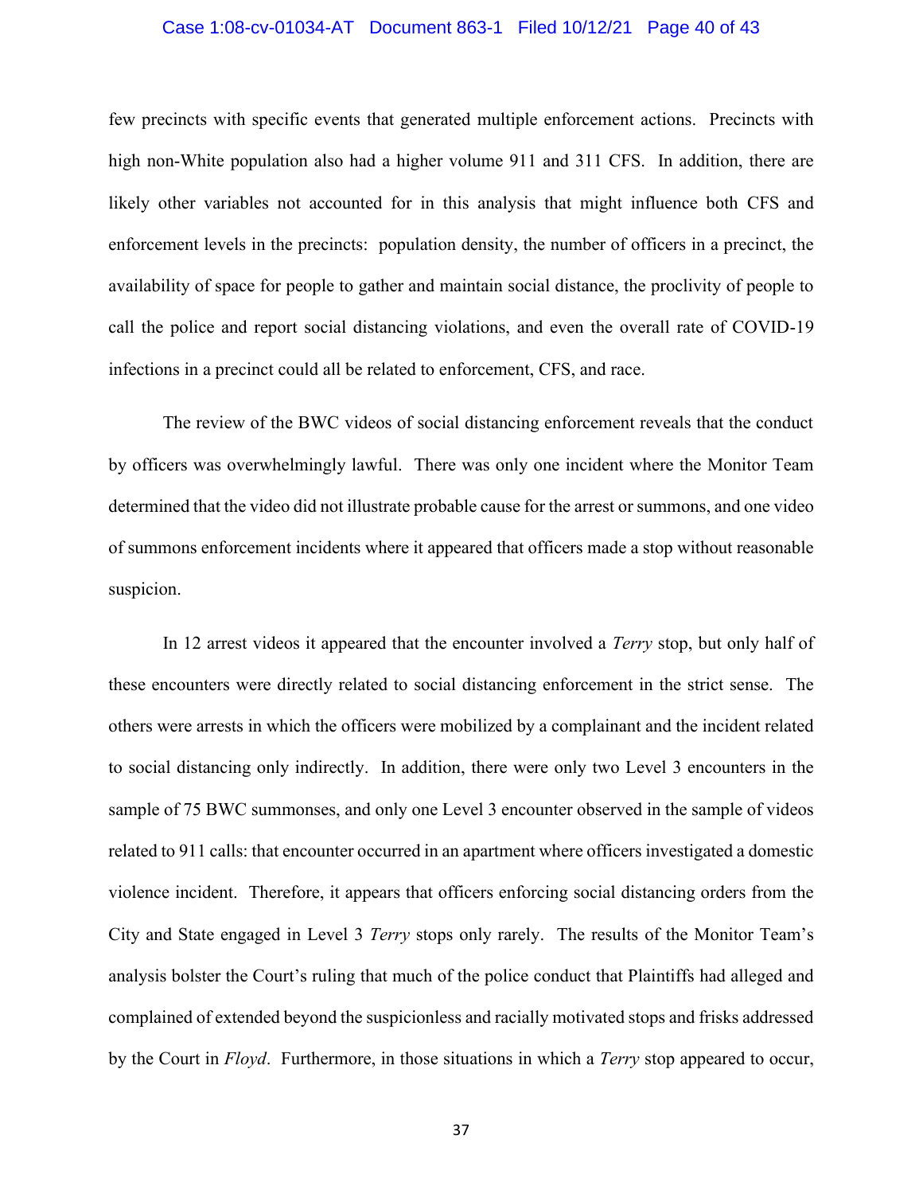few precincts with specific events that generated multiple enforcement actions. Precincts with high non-White population also had a higher volume 911 and 311 CFS. In addition, there are likely other variables not accounted for in this analysis that might influence both CFS and enforcement levels in the precincts: population density, the number of officers in a precinct, the availability of space for people to gather and maintain social distance, the proclivity of people to call the police and report social distancing violations, and even the overall rate of COVID-19 infections in a precinct could all be related to enforcement, CFS, and race.

The review of the BWC videos of social distancing enforcement reveals that the conduct by officers was overwhelmingly lawful. There was only one incident where the Monitor Team determined that the video did not illustrate probable cause for the arrest or summons, and one video of summons enforcement incidents where it appeared that officers made a stop without reasonable suspicion.

In 12 arrest videos it appeared that the encounter involved a *Terry* stop, but only half of these encounters were directly related to social distancing enforcement in the strict sense. The others were arrests in which the officers were mobilized by a complainant and the incident related to social distancing only indirectly. In addition, there were only two Level 3 encounters in the sample of 75 BWC summonses, and only one Level 3 encounter observed in the sample of videos related to 911 calls: that encounter occurred in an apartment where officers investigated a domestic violence incident. Therefore, it appears that officers enforcing social distancing orders from the City and State engaged in Level 3 *Terry* stops only rarely. The results of the Monitor Team's analysis bolster the Court's ruling that much of the police conduct that Plaintiffs had alleged and complained of extended beyond the suspicionless and racially motivated stops and frisks addressed by the Court in *Floyd*. Furthermore, in those situations in which a *Terry* stop appeared to occur,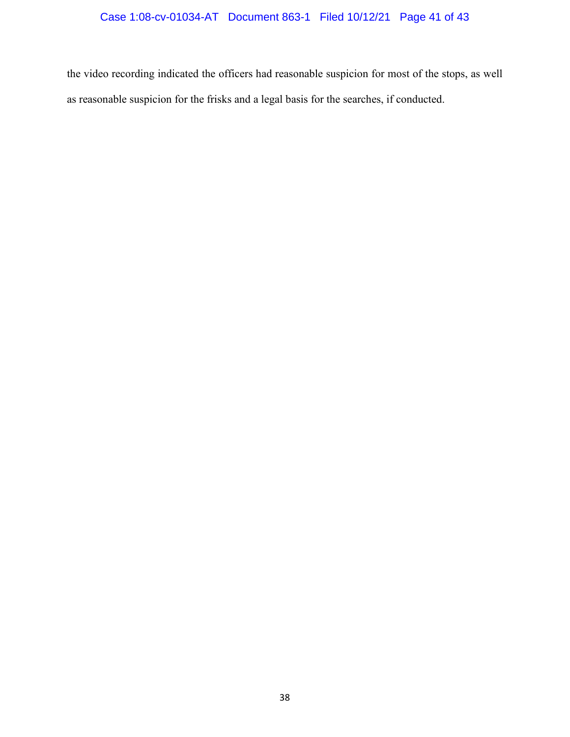the video recording indicated the officers had reasonable suspicion for most of the stops, as well as reasonable suspicion for the frisks and a legal basis for the searches, if conducted.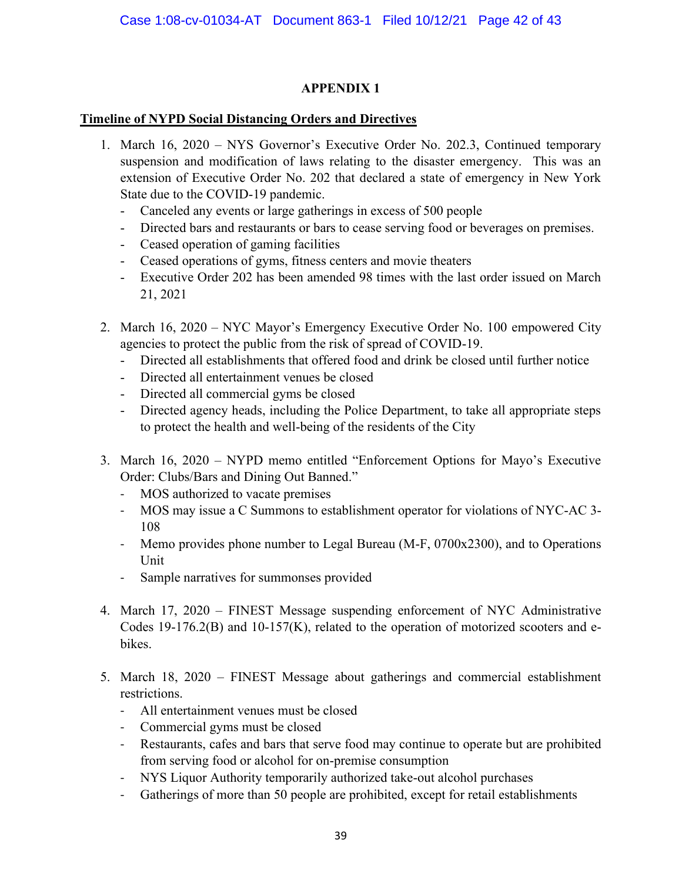## APPENDIX 1

**Timeline of NYPD Social Distancing Orders and Directives**

1. March 16, 2020 – NYS Governor's Executive Order No. 202.3, Continued temporary suspension and modification of laws relating to the disaster emergency. This was an extension of Executive Order No. 202 that declared a state of emergency in New York State due to the COVID-19 pandemic.
   - Canceled any events or large gatherings in excess of 500 people
   - Directed bars and restaurants or bars to cease serving food or beverages on premises.
   - Ceased operation of gaming facilities
   - Ceased operations of gyms, fitness centers and movie theaters
   - Executive Order 202 has been amended 98 times with the last order issued on March 21, 2021

2. March 16, 2020 – NYC Mayor's Emergency Executive Order No. 100 empowered City agencies to protect the public from the risk of spread of COVID-19.
   - Directed all establishments that offered food and drink be closed until further notice
   - Directed all entertainment venues be closed
   - Directed all commercial gyms be closed
   - Directed agency heads, including the Police Department, to take all appropriate steps to protect the health and well-being of the residents of the City

3. March 16, 2020 – NYPD memo entitled "Enforcement Options for Mayo's Executive Order: Clubs/Bars and Dining Out Banned."
   - MOS authorized to vacate premises
   - MOS may issue a C Summons to establishment operator for violations of NYC-AC 3-108
   - Memo provides phone number to Legal Bureau (M-F, 0700x2300), and to Operations Unit
   - Sample narratives for summonses provided

4. March 17, 2020 – FINEST Message suspending enforcement of NYC Administrative Codes 19-176.2(B) and 10-157(K), related to the operation of motorized scooters and e-bikes.

5. March 18, 2020 – FINEST Message about gatherings and commercial establishment restrictions.
   - All entertainment venues must be closed
   - Commercial gyms must be closed
   - Restaurants, cafes and bars that serve food may continue to operate but are prohibited from serving food or alcohol for on-premise consumption
   - NYS Liquor Authority temporarily authorized take-out alcohol purchases
   - Gatherings of more than 50 people are prohibited, except for retail establishments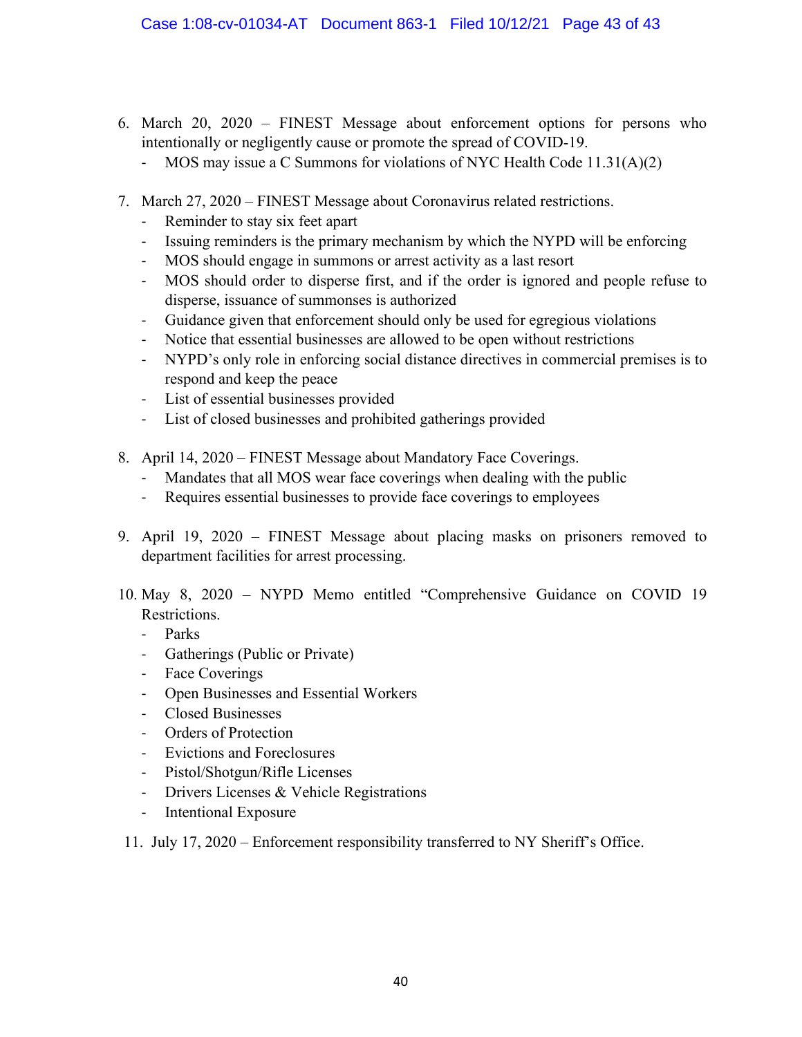6. March 20, 2020 – FINEST Message about enforcement options for persons who intentionally or negligently cause or promote the spread of COVID-19.
   - MOS may issue a C Summons for violations of NYC Health Code 11.31(A)(2)

7. March 27, 2020 – FINEST Message about Coronavirus related restrictions.
   - Reminder to stay six feet apart
   - Issuing reminders is the primary mechanism by which the NYPD will be enforcing
   - MOS should engage in summons or arrest activity as a last resort
   - MOS should order to disperse first, and if the order is ignored and people refuse to disperse, issuance of summonses is authorized
   - Guidance given that enforcement should only be used for egregious violations
   - Notice that essential businesses are allowed to be open without restrictions
   - NYPD's only role in enforcing social distance directives in commercial premises is to respond and keep the peace
   - List of essential businesses provided
   - List of closed businesses and prohibited gatherings provided

8. April 14, 2020 – FINEST Message about Mandatory Face Coverings.
   - Mandates that all MOS wear face coverings when dealing with the public
   - Requires essential businesses to provide face coverings to employees

9. April 19, 2020 – FINEST Message about placing masks on prisoners removed to department facilities for arrest processing.

10. May 8, 2020 – NYPD Memo entitled "Comprehensive Guidance on COVID 19 Restrictions.
    - Parks
    - Gatherings (Public or Private)
    - Face Coverings
    - Open Businesses and Essential Workers
    - Closed Businesses
    - Orders of Protection
    - Evictions and Foreclosures
    - Pistol/Shotgun/Rifle Licenses
    - Drivers Licenses & Vehicle Registrations
    - Intentional Exposure

11. July 17, 2020 – Enforcement responsibility transferred to NY Sheriff's Office.